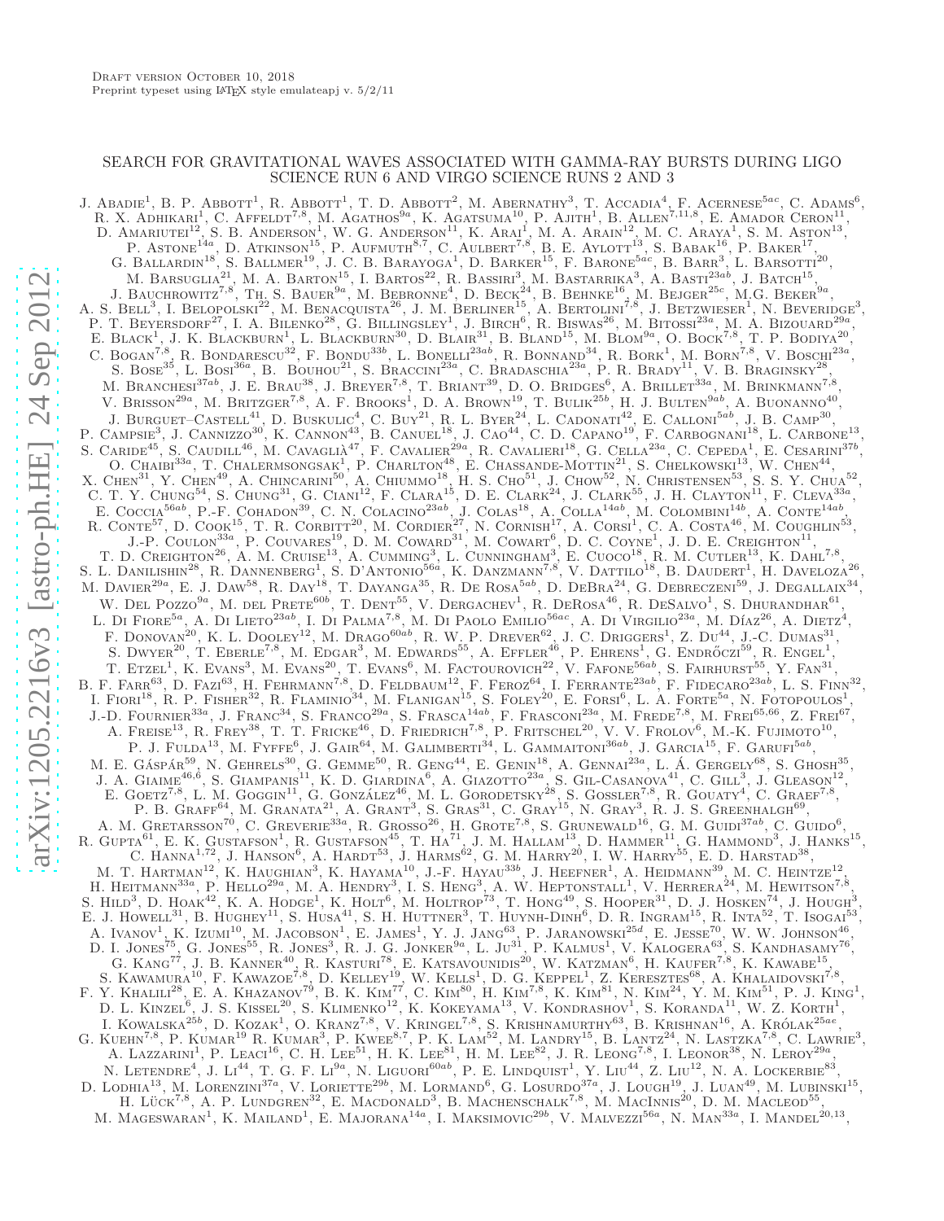Draft version October 10, 2018
Preprint typeset using LaTeX style emulateapj v. 5/2/11

# SEARCH FOR GRAVITATIONAL WAVES ASSOCIATED WITH GAMMA-RAY BURSTS DURING LIGO SCIENCE RUN 6 AND VIRGO SCIENCE RUNS 2 AND 3

J. Abadie[1], B. P. Abbott[1], R. Abbott[1], T. D. Abbott[2], M. Abernathy[3], T. Accadia[4], F. Acernese[5ac], C. Adams[6], R. X. Adhikari[1], C. Affeldt[7,8], M. Agathos[9a], K. Agatsuma[10], P. Ajith[1], B. Allen[7,11,8], E. Amador Ceron[11], D. Amariutei[12], S. B. Anderson[1], W. G. Anderson[11], K. Arai[1], M. A. Arain[12], M. C. Araya[1], S. M. Aston[13], P. Astone[14a], D. Atkinson[15], P. Aufmuth[8,7], C. Aulbert[7,8], B. E. Aylott[13], S. Babak[16], P. Baker[17], G. Ballardin[18], S. Ballmer[19], J. C. B. Barayoga[1], D. Barker[15], F. Barone[5ac], B. Barr[3], L. Barsotti[20], M. Barsuglia[21], M. A. Barton[15], I. Bartos[22], R. Bassiri[3], M. Bastarrika[3], A. Basti[23ab], J. Batch[15], J. Bauchrowitz[7,8], Th. S. Bauer[9a], M. Bebronne[4], D. Beck[24], B. Behnke[16], M. Bejger[25c], M.G. Beker[9a], A. S. Bell[3], I. Belopolski[22], M. Benacquista[26], J. M. Berliner[15], A. Bertolini[7,8], J. Betzwieser[1], N. Beveridge[3], P. T. Beyersdorf[27], I. A. Bilenko[28], G. Billingsley[1], J. Birch[6], R. Biswas[26], M. Bitossi[23a], M. A. Bizouard[29a], E. Black[1], J. K. Blackburn[1], L. Blackburn[30], D. Blair[31], B. Bland[15], M. Blom[9a], O. Bock[7,8], T. P. Bodiya[20], C. Bogan[7,8], R. Bondarescu[32], F. Bondu[33b], L. Bonelli[23ab], R. Bonnand[34], R. Bork[1], M. Born[7,8], V. Boschi[23a], S. Bose[35], L. Bosi[36a], B. Bouhou[21], S. Braccini[23a], C. Bradaschia[23a], P. R. Brady[11], V. B. Braginsky[28], M. Branchesi[37ab], J. E. Brau[38], J. Breyer[7,8], T. Briant[39], D. O. Bridges[6], A. Brillet[33a], M. Brinkmann[7,8], V. Brisson[29a], M. Britzger[7,8], A. F. Brooks[1], D. A. Brown[19], T. Bulik[25b], H. J. Bulten[9ab], A. Buonanno[40], J. Burguet–Castell[41], D. Buskulic[4], C. Buy[21], R. L. Byer[24], L. Cadonati[42], E. Calloni[5ab], J. B. Camp[30], P. Campsie[3], J. Cannizzo[30], K. Cannon[43], B. Canuel[18], J. Cao[44], C. D. Capano[19], F. Carbognani[18], L. Carbone[13], S. Caride[45], S. Caudill[46], M. Cavaglià[47], F. Cavalier[29a], R. Cavalieri[18], G. Cella[23a], C. Cepeda[1], E. Cesarini[37b], O. Chaibi[33a], T. Chalermsongsak[1], P. Charlton[48], E. Chassande-Mottin[21], S. Chelkowski[13], W. Chen[44], X. Chen[31], Y. Chen[49], A. Chincarini[50], A. Chiummo[18], H. S. Cho[51], J. Chow[52], N. Christensen[53], S. S. Y. Chua[52], C. T. Y. Chung[54], S. Chung[31], G. Ciani[12], F. Clara[15], D. E. Clark[24], J. Clark[55], J. H. Clayton[11], F. Cleva[33a], E. Coccia[56ab], P.-F. Cohadon[39], C. N. Colacino[23ab], J. Colas[18], A. Colla[14ab], M. Colombini[14b], A. Conte[14ab], R. Conte[57], D. Cook[15], T. R. Corbitt[20], M. Cordier[27], N. Cornish[17], A. Corsi[1], C. A. Costa[46], M. Coughlin[53], J.-P. Coulon[33a], P. Couvares[19], D. M. Coward[31], M. Cowart[6], D. C. Coyne[1], J. D. E. Creighton[11], T. D. Creighton[26], A. M. Cruise[13], A. Cumming[3], L. Cunningham[3], E. Cuoco[18], R. M. Cutler[13], K. Dahl[7,8], S. L. Danilishin[28], R. Dannenberg[1], S. D'Antonio[56a], K. Danzmann[7,8], V. Dattilo[18], B. Daudert[1], H. Daveloza[26], M. Davier[29a], E. J. Daw[58], R. Day[18], T. Dayanga[35], R. De Rosa[5ab], D. DeBra[24], G. Debreczeni[59], J. Degallaix[34], W. Del Pozzo[9a], M. del Prete[60b], T. Dent[55], V. Dergachev[1], R. DeRosa[46], R. DeSalvo[1], S. Dhurandhar[61], L. Di Fiore[5a], A. Di Lieto[23ab], I. Di Palma[7,8], M. Di Paolo Emilio[56ac], A. Di Virgilio[23a], M. Díaz[26], A. Dietz[4], F. Donovan[20], K. L. Dooley[12], M. Drago[60ab], R. W. P. Drever[62], J. C. Driggers[1], Z. Du[44], J.-C. Dumas[31], S. Dwyer[20], T. Eberle[7,8], M. Edgar[3], M. Edwards[55], A. Effler[46], P. Ehrens[1], G. Endrőczi[59], R. Engel[1], T. Etzel[1], K. Evans[3], M. Evans[20], T. Evans[6], M. Factourovich[22], V. Fafone[56ab], S. Fairhurst[55], Y. Fan[31], B. F. Farr[63], D. Fazi[63], H. Fehrmann[7,8], D. Feldbaum[12], F. Feroz[64], I. Ferrante[23ab], F. Fidecaro[23ab], L. S. Finn[32], I. Fiori[18], R. P. Fisher[32], R. Flaminio[34], M. Flanigan[15], S. Foley[20], E. Forsi[6], L. A. Forte[5a], N. Fotopoulos[1], J.-D. Fournier[33a], J. Franc[34], S. Franco[29a], S. Frasca[14ab], F. Frasconi[23a], M. Frede[7,8], M. Frei[65,66], Z. Frei[67], A. Freise[13], R. Frey[38], T. T. Fricke[46], D. Friedrich[7,8], P. Fritschel[20], V. V. Frolov[6], M.-K. Fujimoto[10], P. J. Fulda[13], M. Fyffe[6], J. Gair[64], M. Galimberti[34], L. Gammaitoni[36ab], J. Garcia[15], F. Garufi[5ab], M. E. Gáspár[59], N. Gehrels[30], G. Gemme[50], R. Geng[44], E. Genin[18], A. Gennai[23a], L. Á. Gergely[68], S. Ghosh[35], J. A. Giaime[46,6], S. Giampanis[11], K. D. Giardina[6], A. Giazotto[23a], S. Gil-Casanova[41], C. Gill[3], J. Gleason[12], E. Goetz[7,8], L. M. Goggin[11], G. González[46], M. L. Gorodetsky[28], S. Gossler[7,8], R. Gouaty[4], C. Graef[7,8], P. B. Graff[64], M. Granata[21], A. Grant[3], S. Gras[31], C. Gray[15], N. Gray[3], R. J. S. Greenhalgh[69], A. M. Gretarsson[70], C. Greverie[33a], R. Grosso[26], H. Grote[7,8], S. Grunewald[16], G. M. Guidi[37ab], C. Guido[6], R. Gupta[61], E. K. Gustafson[1], R. Gustafson[45], T. Ha[77], J. M. Hallam[13], D. Hammer[11], G. Hammond[3], J. Hanks[15], C. Hanna[1,72], J. Hanson[6], A. Hardt[53], J. Harms[62], G. M. Harry[20], I. W. Harry[55], E. D. Harstad[38], M. T. Hartman[12], K. Haughian[3], K. Hayama[10], J.-F. Hayau[33b], J. Heefner[1], A. Heidmann[39], M. C. Heintze[12], H. Heitmann[33a], P. Hello[29a], M. A. Hendry[3], I. S. Heng[3], A. W. Heptonstall[1], V. Herrera[24], M. Hewitson[7,8], S. Hild[3], D. Hoak[42], K. A. Hodge[1], K. Holt[6], M. Holtrop[73], T. Hong[49], S. Hooper[31], D. J. Hosken[74], J. Hough[3], E. J. Howell[31], B. Hughey[11], S. Husa[41], S. H. Huttner[3], T. Huynh-Dinh[6], D. R. Ingram[15], R. Inta[52], T. Isogai[53], A. Ivanov[1], K. Izumi[10], M. Jacobson[1], E. James[1], Y. J. Jang[63], P. Jaranowski[25d], E. Jesse[70], W. W. Johnson[46], D. I. Jones[75], G. Jones[55], R. Jones[3], R. J. G. Jonker[9a], L. Ju[31], P. Kalmus[1], V. Kalogera[63], S. Kandhasamy[76], G. Kang[77], J. B. Kanner[40], R. Kasturi[78], E. Katsavounidis[20], W. Katzman[6], H. Kaufer[7,8], K. Kawabe[15], S. Kawamura[10], F. Kawazoe[7,8], D. Kelley[19], W. Kells[1], D. G. Keppel[1], Z. Keresztes[68], A. Khalaidovski[7,8], F. Y. Khalili[28], E. A. Khazanov[79], B. K. Kim[77], C. Kim[80], H. Kim[7,8], K. Kim[81], N. Kim[24], Y. M. Kim[51], P. J. King[1], D. L. Kinzel[6], J. S. Kissel[20], S. Klimenko[12], K. Kokeyama[13], V. Kondrashov[1], S. Koranda[11], W. Z. Korth[1], I. Kowalska[25b], D. Kozak[1], O. Kranz[7,8], V. Kringel[7,8], S. Krishnamurthy[63], B. Krishnan[16], A. Królak[25ae], G. Kuehn[7,8], P. Kumar[19] R. Kumar[3], P. Kwee[8,7], P. K. Lam[52], M. Landry[15], B. Lantz[24], N. Lastzka[7,8], C. Lawrie[3], A. Lazzarini[1], P. Leaci[16], C. H. Lee[51], H. K. Lee[81], H. M. Lee[82], J. R. Leong[7,8], I. Leonor[38], N. Leroy[29a], N. Letendre[4], J. Li[44], T. G. F. Li[9a], N. Liguori[60ab], P. E. Lindquist[1], Y. Liu[44], Z. Liu[12], N. A. Lockerbie[83], D. Lodhia[13], M. Lorenzini[37a], V. Loriette[29b], M. Lormand[6], G. Losurdo[37a], J. Lough[19], J. Luan[49], M. Lubinski[15], H. Lück[7,8], A. P. Lundgren[32], E. Macdonald[3], B. Machenschalk[7,8], M. MacInnis[20], D. M. Macleod[55], M. Mageswaran[1], K. Mailand[1], E. Majorana[14a], I. Maksimovic[29b], V. Malvezzi[56a], N. Man[33a], I. Mandel[20,13],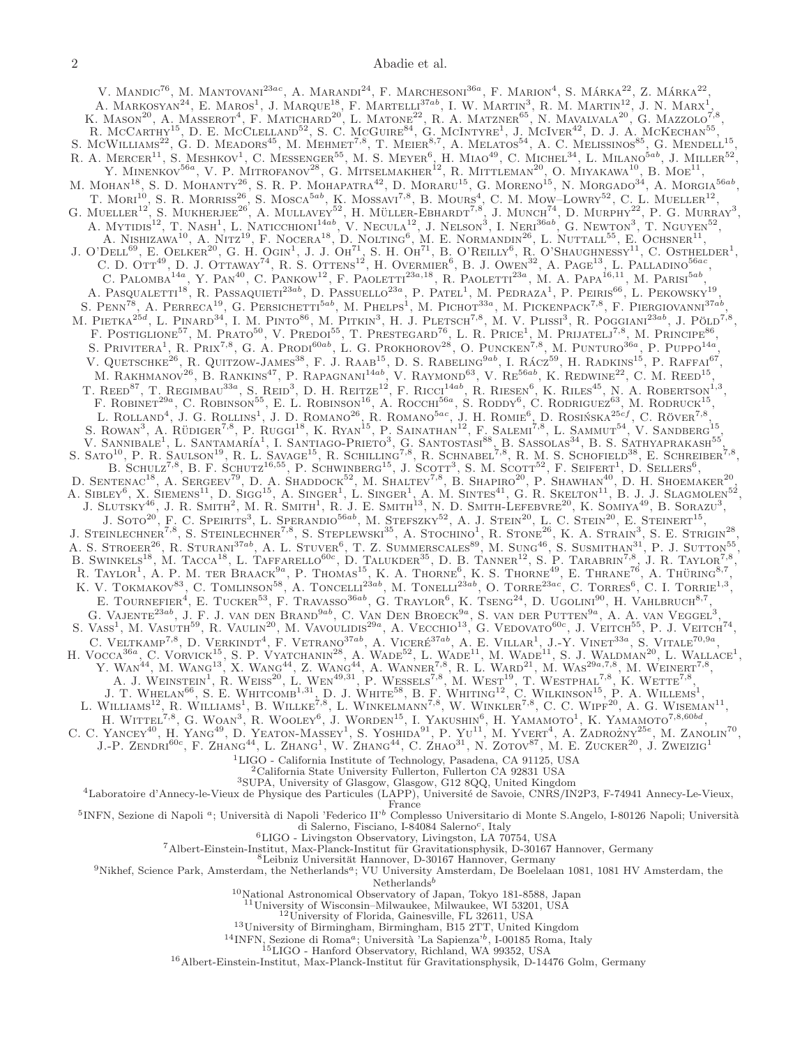V. Mandic[76], M. Mantovani[23ac], A. Marandi[24], F. Marchesoni[36a], F. Marion[4], S. Márka[22], Z. Márka[22], A. Markosyan[24], E. Maros[1], J. Marque[18], F. Martelli[37ab], I. W. Martin[3], R. M. Martin[12], J. N. Marx[1], K. Mason[20], A. Masserot[4], F. Matichard[20], L. Matone[22], R. A. Matzner[65], N. Mavalvala[20], G. Mazzolo[7,8], R. McCarthy[15], D. E. McClelland[52], S. C. McGuire[84], G. McIntyre[1], J. McIver[42], D. J. A. McKechan[55], S. McWilliams[22], G. D. Meadors[45], M. Mehmet[7,8], T. Meier[8,7], A. Melatos[54], A. C. Melissinos[85], G. Mendell[15], R. A. Mercer[11], S. Meshkov[1], C. Messenger[55], M. S. Meyer[6], H. Miao[49], C. Michel[34], L. Milano[5ab], J. Miller[52], Y. Minenkov[56a], V. P. Mitrofanov[28], G. Mitselmakher[12], R. Mittleman[20], O. Miyakawa[10], B. Moe[11], M. Mohan[18], S. D. Mohanty[26], S. R. P. Mohapatra[42], D. Moraru[15], G. Moreno[15], N. Morgado[34], A. Morgia[56ab], T. Mori[10], S. R. Morriss[26], S. Mosca[5ab], K. Mossavi[7,8], B. Mours[4], C. M. Mow–Lowry[52], C. L. Mueller[12], G. Mueller[12], S. Mukherjee[26], A. Mullavey[52], H. Müller-Ebhardt[7,8], J. Munch[74], D. Murphy[22], P. G. Murray[3], A. Mytidis[12], T. Nash[1], L. Naticchioni[14ab], V. Necula[12], J. Nelson[3], I. Neri[36ab], G. Newton[3], T. Nguyen[52], A. Nishizawa[10], A. Nitz[19], F. Nocera[18], D. Nolting[6], M. E. Normandin[26], L. Nuttall[55], E. Ochsner[11], J. O'Dell[69], E. Oelker[20], G. H. Ogin[1], J. J. Oh[71], S. H. Oh[71], B. O'Reilly[6], R. O'Shaughnessy[11], C. Osthelder[1], C. D. Ott[49], D. J. Ottaway[74], R. S. Ottens[12], H. Overmier[6], B. J. Owen[32], A. Page[13], L. Palladino[56ac], C. Palomba[14a], Y. Pan[40], C. Pankow[12], F. Paoletti[23a,18], R. Paoletti[23a], M. A. Papa[16,11], M. Parisi[5ab], A. Pasqualetti[18], R. Passaquieti[23ab], D. Passuello[23a], P. Patel[1], M. Pedraza[1], P. Peiris[66], L. Pekowsky[19], S. Penn[78], A. Perreca[19], G. Persichetti[5ab], M. Phelps[1], M. Pichot[33a], M. Pickenpack[7,8], F. Piergiovanni[37ab], M. Pietka[25d], L. Pinard[34], I. M. Pinto[86], M. Pitkin[3], H. J. Pletsch[7,8], M. V. Plissi[3], R. Poggiani[23ab], J. Pöld[7,8], F. Postiglione[57], M. Prato[50], V. Predoi[55], T. Prestegard[76], L. R. Price[1], M. Prijatelj[7,8], M. Principe[86], S. Privitera[1], R. Prix[7,8], G. A. Prodi[60ab], L. G. Prokhorov[28], O. Puncken[7,8], M. Punturo[36a], P. Puppo[14a], V. Quetschke[26], R. Quitzow-James[38], F. J. Raab[15], D. S. Rabeling[9ab], I. Rácz[59], H. Radkins[15], P. Raffai[67], M. Rakhmanov[26], B. Rankins[47], P. Rapagnani[14ab], V. Raymond[63], V. Re[56ab], K. Redwine[22], C. M. Reed[15], T. Reed[87], T. Regimbau[33a], S. Reid[3], D. H. Reitze[12], F. Ricci[14ab], R. Riesen[6], K. Riles[45], N. A. Robertson[1,3], F. Robinet[29a], C. Robinson[55], E. L. Robinson[16], A. Rocchi[56a], S. Roddy[6], C. Rodriguez[63], M. Rodruck[15], L. Rolland[4], J. G. Rollins[1], J. D. Romano[26], R. Romano[5ac], J. H. Romie[6], D. Rosińska[25cf], C. Röver[7,8], S. Rowan[3], A. Rüdiger[7,8], P. Ruggi[18], K. Ryan[15], P. Sainathan[12], F. Salemi[7,8], L. Sammut[54], V. Sandberg[15], V. Sannibale[1], L. Santamaría[1], I. Santiago-Prieto[3], G. Santostasi[88], B. Sassolas[34], B. S. Sathyaprakash[55], S. Sato[10], P. R. Saulson[19], R. L. Savage[15], R. Schilling[7,8], R. Schnabel[7,8], R. M. S. Schofield[38], E. Schreiber[7,8], B. Schulz[7,8], B. F. Schutz[16,55], P. Schwinberg[15], J. Scott[3], S. M. Scott[52], F. Seifert[1], D. Sellers[6], D. Sentenac[18], A. Sergeev[79], D. A. Shaddock[52], M. Shaltev[7,8], B. Shapiro[20], P. Shawhan[40], D. H. Shoemaker[20], A. Sibley[6], X. Siemens[11], D. Sigg[15], A. Singer[1], L. Singer[1], A. M. Sintes[41], G. R. Skelton[11], B. J. J. Slagmolen[52], J. Slutsky[46], J. R. Smith[2], M. R. Smith[1], R. J. E. Smith[13], N. D. Smith-Lefebvre[20], K. Somiya[49], B. Sorazu[3], J. Soto[20], F. C. Speirits[3], L. Sperandio[56ab], M. Stefszky[52], A. J. Stein[20], L. C. Stein[20], E. Steinert[15], J. Steinlechner[7,8], S. Steinlechner[7,8], S. Steplewski[35], A. Stochino[1], R. Stone[26], K. A. Strain[3], S. E. Strigin[28], A. S. Stroeer[26], R. Sturani[37ab], A. L. Stuver[6], T. Z. Summerscales[89], M. Sung[46], S. Susmithan[31], P. J. Sutton[55], B. Swinkels[18], M. Tacca[18], L. Taffarello[60c], D. Talukder[35], D. B. Tanner[12], S. P. Tarabrin[7,8], J. R. Taylor[7,8], R. Taylor[1], A. P. M. ter Braack[9a], P. Thomas[15], K. A. Thorne[6], K. S. Thorne[49], E. Thrane[76], A. Thüring[8,7], K. V. Tokmakov[83], C. Tomlinson[58], A. Toncelli[23ab], M. Tonelli[23ab], O. Torre[23ac], C. Torres[6], C. I. Torrie[1,3], E. Tournefier[4], E. Tucker[53], F. Travasso[36ab], G. Traylor[6], K. Tseng[24], D. Ugolini[90], H. Vahlbruch[8,7], G. Vajente[23ab], J. F. J. van den Brand[9ab], C. Van Den Broeck[9a], S. van der Putten[9a], A. A. van Veggel[3], S. Vass[1], M. Vasuth[59], R. Vaulin[20], M. Vavoulidis[29a], A. Vecchio[13], G. Vedovato[60c], J. Veitch[55], P. J. Veitch[74], C. Veltkamp[7,8], D. Verkindt[4], F. Vetrano[37ab], A. Viceré[37ab], A. E. Villar[1], J.-Y. Vinet[33a], S. Vitale[70,9a], H. Vocca[36a], C. Vorvick[15], S. P. Vyatchanin[28], A. Wade[52], L. Wade[11], M. Wade[11], S. J. Waldman[20], L. Wallace[1], Y. Wan[44], M. Wang[13], X. Wang[44], Z. Wang[44], A. Wanner[7,8], R. L. Ward[21], M. Was[29a,7,8], M. Weinert[7,8], A. J. Weinstein[1], R. Weiss[20], L. Wen[49,31], P. Wessels[7,8], M. West[19], T. Westphal[7,8], K. Wette[7,8], J. T. Whelan[66], S. E. Whitcomb[1,31], D. J. White[58], B. F. Whiting[12], C. Wilkinson[15], P. A. Willems[1], L. Williams[12], R. Williams[1], B. Willke[7,8], L. Winkelmann[7,8], W. Winkler[7,8], C. C. Wipf[20], A. G. Wiseman[11], H. Wittel[7,8], G. Woan[3], R. Wooley[6], J. Worden[15], I. Yakushin[6], H. Yamamoto[1], K. Yamamoto[7,8,60bd], C. C. Yancey[40], H. Yang[49], D. Yeaton-Massey[1], S. Yoshida[91], P. Yu[11], M. Yvert[4], A. Zadrożny[25e], M. Zanolin[70], J.-P. Zendri[60c], F. Zhang[44], L. Zhang[1], W. Zhang[44], C. Zhao[31], N. Zotov[87], M. E. Zucker[20], J. Zweizig[1]

[1]LIGO - California Institute of Technology, Pasadena, CA 91125, USA
[2]California State University Fullerton, Fullerton CA 92831 USA
[3]SUPA, University of Glasgow, Glasgow, G12 8QQ, United Kingdom
[4]Laboratoire d'Annecy-le-Vieux de Physique des Particules (LAPP), Université de Savoie, CNRS/IN2P3, F-74941 Annecy-Le-Vieux, France
[5]INFN, Sezione di Napoli [a]; Università di Napoli 'Federico II'[b] Complesso Universitario di Monte S.Angelo, I-80126 Napoli; Università di Salerno, Fisciano, I-84084 Salerno[c], Italy
[6]LIGO - Livingston Observatory, Livingston, LA 70754, USA
[7]Albert-Einstein-Institut, Max-Planck-Institut für Gravitationsphysik, D-30167 Hannover, Germany
[8]Leibniz Universität Hannover, D-30167 Hannover, Germany
[9]Nikhef, Science Park, Amsterdam, the Netherlands[a]; VU University Amsterdam, De Boelelaan 1081, 1081 HV Amsterdam, the Netherlands[b]
[10]National Astronomical Observatory of Japan, Tokyo 181-8588, Japan
[11]University of Wisconsin–Milwaukee, Milwaukee, WI 53201, USA
[12]University of Florida, Gainesville, FL 32611, USA
[13]University of Birmingham, Birmingham, B15 2TT, United Kingdom
[14]INFN, Sezione di Roma[a]; Università 'La Sapienza'[b], I-00185 Roma, Italy
[15]LIGO - Hanford Observatory, Richland, WA 99352, USA
[16]Albert-Einstein-Institut, Max-Planck-Institut für Gravitationsphysik, D-14476 Golm, Germany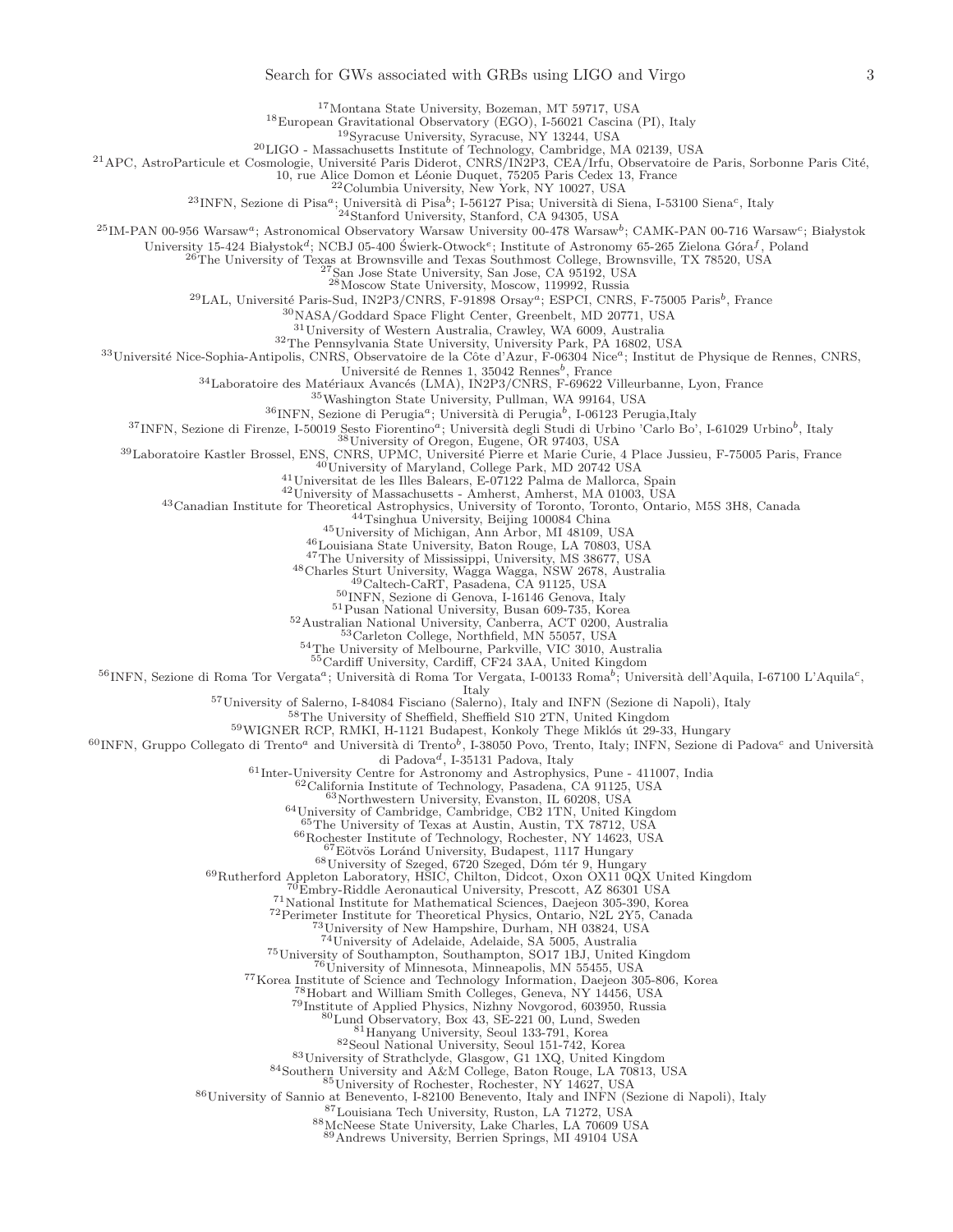[17]Montana State University, Bozeman, MT 59717, USA
[18]European Gravitational Observatory (EGO), I-56021 Cascina (PI), Italy
[19]Syracuse University, Syracuse, NY 13244, USA
[20]LIGO - Massachusetts Institute of Technology, Cambridge, MA 02139, USA
[21]APC, AstroParticule et Cosmologie, Université Paris Diderot, CNRS/IN2P3, CEA/Irfu, Observatoire de Paris, Sorbonne Paris Cité, 10, rue Alice Domon et Léonie Duquet, 75205 Paris Cedex 13, France
[22]Columbia University, New York, NY 10027, USA
[23]INFN, Sezione di Pisa[a]; Università di Pisa[b]; I-56127 Pisa; Università di Siena, I-53100 Siena[c], Italy
[24]Stanford University, Stanford, CA 94305, USA
[25]IM-PAN 00-956 Warsaw[a]; Astronomical Observatory Warsaw University 00-478 Warsaw[b]; CAMK-PAN 00-716 Warsaw[c]; Białystok University 15-424 Białystok[d]; NCBJ 05-400 Świerk-Otwock[e]; Institute of Astronomy 65-265 Zielona Góra[f], Poland
[26]The University of Texas at Brownsville and Texas Southmost College, Brownsville, TX 78520, USA
[27]San Jose State University, San Jose, CA 95192, USA
[28]Moscow State University, Moscow, 119992, Russia
[29]LAL, Université Paris-Sud, IN2P3/CNRS, F-91898 Orsay[a]; ESPCI, CNRS, F-75005 Paris[b], France
[30]NASA/Goddard Space Flight Center, Greenbelt, MD 20771, USA
[31]University of Western Australia, Crawley, WA 6009, Australia
[32]The Pennsylvania State University, University Park, PA 16802, USA
[33]Université Nice-Sophia-Antipolis, CNRS, Observatoire de la Côte d'Azur, F-06304 Nice[a]; Institut de Physique de Rennes, CNRS, Université de Rennes 1, 35042 Rennes[b], France
[34]Laboratoire des Matériaux Avancés (LMA), IN2P3/CNRS, F-69622 Villeurbanne, Lyon, France
[35]Washington State University, Pullman, WA 99164, USA
[36]INFN, Sezione di Perugia[a]; Università di Perugia[b], I-06123 Perugia,Italy
[37]INFN, Sezione di Firenze, I-50019 Sesto Fiorentino[a]; Università degli Studi di Urbino 'Carlo Bo', I-61029 Urbino[b], Italy
[38]University of Oregon, Eugene, OR 97403, USA
[39]Laboratoire Kastler Brossel, ENS, CNRS, UPMC, Université Pierre et Marie Curie, 4 Place Jussieu, F-75005 Paris, France
[40]University of Maryland, College Park, MD 20742 USA
[41]Universitat de les Illes Balears, E-07122 Palma de Mallorca, Spain
[42]University of Massachusetts - Amherst, Amherst, MA 01003, USA
[43]Canadian Institute for Theoretical Astrophysics, University of Toronto, Toronto, Ontario, M5S 3H8, Canada
[44]Tsinghua University, Beijing 100084 China
[45]University of Michigan, Ann Arbor, MI 48109, USA
[46]Louisiana State University, Baton Rouge, LA 70803, USA
[47]The University of Mississippi, University, MS 38677, USA
[48]Charles Sturt University, Wagga Wagga, NSW 2678, Australia
[49]Caltech-CaRT, Pasadena, CA 91125, USA
[50]INFN, Sezione di Genova, I-16146 Genova, Italy
[51]Pusan National University, Busan 609-735, Korea
[52]Australian National University, Canberra, ACT 0200, Australia
[53]Carleton College, Northfield, MN 55057, USA
[54]The University of Melbourne, Parkville, VIC 3010, Australia
[55]Cardiff University, Cardiff, CF24 3AA, United Kingdom
[56]INFN, Sezione di Roma Tor Vergata[a]; Università di Roma Tor Vergata, I-00133 Roma[b]; Università dell'Aquila, I-67100 L'Aquila[c], Italy
[57]University of Salerno, I-84084 Fisciano (Salerno), Italy and INFN (Sezione di Napoli), Italy
[58]The University of Sheffield, Sheffield S10 2TN, United Kingdom
[59]WIGNER RCP, RMKI, H-1121 Budapest, Konkoly Thege Miklós út 29-33, Hungary
[60]INFN, Gruppo Collegato di Trento[a] and Università di Trento[b], I-38050 Povo, Trento, Italy; INFN, Sezione di Padova[c] and Università di Padova[d], I-35131 Padova, Italy
[61]Inter-University Centre for Astronomy and Astrophysics, Pune - 411007, India
[62]California Institute of Technology, Pasadena, CA 91125, USA
[63]Northwestern University, Evanston, IL 60208, USA
[64]University of Cambridge, Cambridge, CB2 1TN, United Kingdom
[65]The University of Texas at Austin, Austin, TX 78712, USA
[66]Rochester Institute of Technology, Rochester, NY 14623, USA
[67]Eötvös Loránd University, Budapest, 1117 Hungary
[68]University of Szeged, 6720 Szeged, Dóm tér 9, Hungary
[69]Rutherford Appleton Laboratory, HSIC, Chilton, Didcot, Oxon OX11 0QX United Kingdom
[70]Embry-Riddle Aeronautical University, Prescott, AZ 86301 USA
[71]National Institute for Mathematical Sciences, Daejeon 305-390, Korea
[72]Perimeter Institute for Theoretical Physics, Ontario, N2L 2Y5, Canada
[73]University of New Hampshire, Durham, NH 03824, USA
[74]University of Adelaide, Adelaide, SA 5005, Australia
[75]University of Southampton, Southampton, SO17 1BJ, United Kingdom
[76]University of Minnesota, Minneapolis, MN 55455, USA
[77]Korea Institute of Science and Technology Information, Daejeon 305-806, Korea
[78]Hobart and William Smith Colleges, Geneva, NY 14456, USA
[79]Institute of Applied Physics, Nizhny Novgorod, 603950, Russia
[80]Lund Observatory, Box 43, SE-221 00, Lund, Sweden
[81]Hanyang University, Seoul 133-791, Korea
[82]Seoul National University, Seoul 151-742, Korea
[83]University of Strathclyde, Glasgow, G1 1XQ, United Kingdom
[84]Southern University and A&M College, Baton Rouge, LA 70813, USA
[85]University of Rochester, Rochester, NY 14627, USA
[86]University of Sannio at Benevento, I-82100 Benevento, Italy and INFN (Sezione di Napoli), Italy
[87]Louisiana Tech University, Ruston, LA 71272, USA
[88]McNeese State University, Lake Charles, LA 70609 USA
[89]Andrews University, Berrien Springs, MI 49104 USA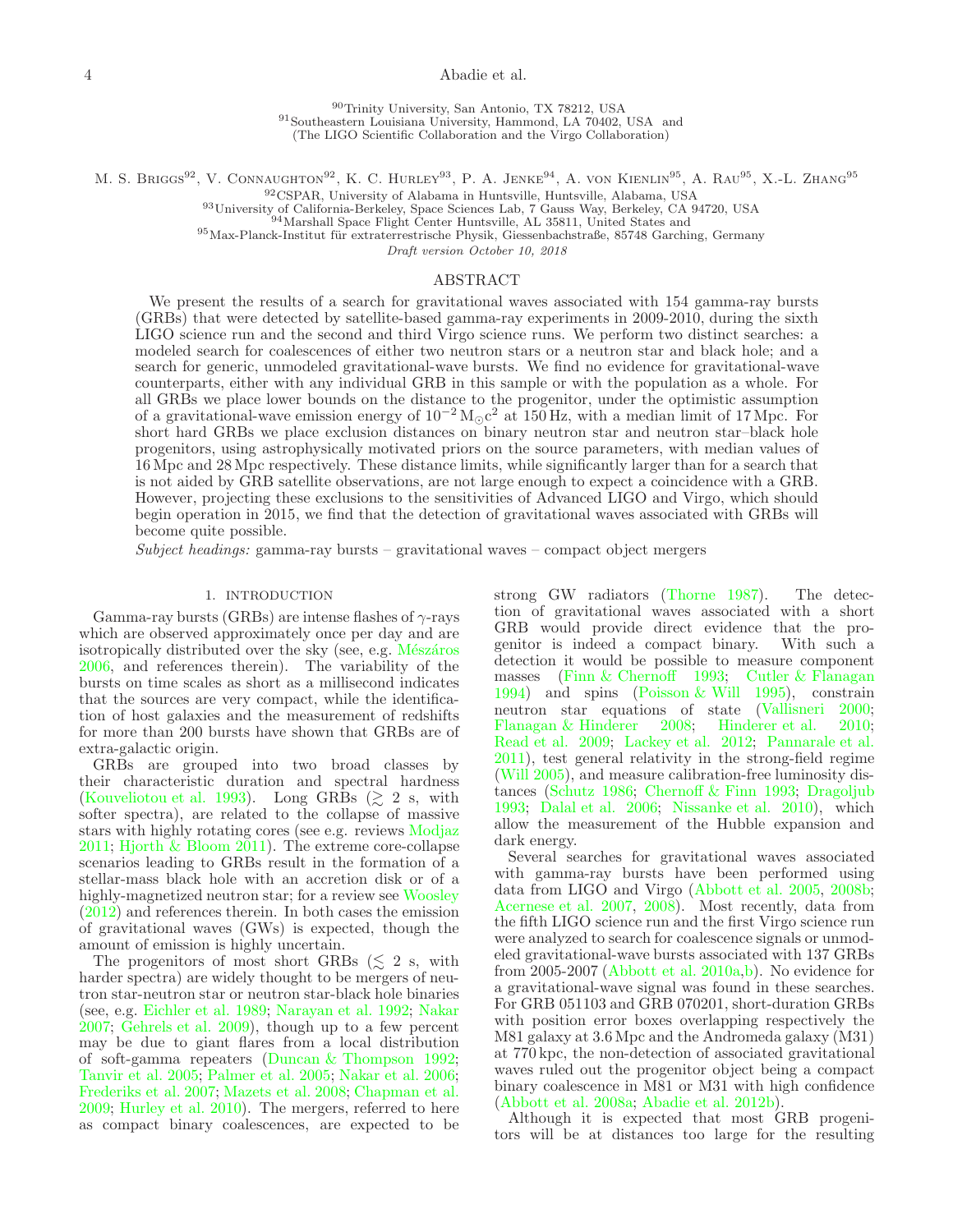[90]Trinity University, San Antonio, TX 78212, USA
[91]Southeastern Louisiana University, Hammond, LA 70402, USA and
(The LIGO Scientific Collaboration and the Virgo Collaboration)

M. S. Briggs[92], V. Connaughton[92], K. C. Hurley[93], P. A. Jenke[94], A. von Kienlin[95], A. Rau[95], X.-L. Zhang[95]

[92]CSPAR, University of Alabama in Huntsville, Huntsville, Alabama, USA
[93]University of California-Berkeley, Space Sciences Lab, 7 Gauss Way, Berkeley, CA 94720, USA
[94]Marshall Space Flight Center Huntsville, AL 35811, United States and
[95]Max-Planck-Institut für extraterrestrische Physik, Giessenbachstraße, 85748 Garching, Germany

*Draft version October 10, 2018*

## ABSTRACT

We present the results of a search for gravitational waves associated with 154 gamma-ray bursts (GRBs) that were detected by satellite-based gamma-ray experiments in 2009-2010, during the sixth LIGO science run and the second and third Virgo science runs. We perform two distinct searches: a modeled search for coalescences of either two neutron stars or a neutron star and black hole; and a search for generic, unmodeled gravitational-wave bursts. We find no evidence for gravitational-wave counterparts, either with any individual GRB in this sample or with the population as a whole. For all GRBs we place lower bounds on the distance to the progenitor, under the optimistic assumption of a gravitational-wave emission energy of $10^{-2}\,\mathrm{M_{\odot}c^2}$ at 150 Hz, with a median limit of 17 Mpc. For short hard GRBs we place exclusion distances on binary neutron star and neutron star–black hole progenitors, using astrophysically motivated priors on the source parameters, with median values of 16 Mpc and 28 Mpc respectively. These distance limits, while significantly larger than for a search that is not aided by GRB satellite observations, are not large enough to expect a coincidence with a GRB. However, projecting these exclusions to the sensitivities of Advanced LIGO and Virgo, which should begin operation in 2015, we find that the detection of gravitational waves associated with GRBs will become quite possible.

*Subject headings:* gamma-ray bursts – gravitational waves – compact object mergers

## 1. INTRODUCTION

Gamma-ray bursts (GRBs) are intense flashes of $\gamma$-rays which are observed approximately once per day and are isotropically distributed over the sky (see, e.g. Mészáros 2006, and references therein). The variability of the bursts on time scales as short as a millisecond indicates that the sources are very compact, while the identification of host galaxies and the measurement of redshifts for more than 200 bursts have shown that GRBs are of extra-galactic origin.

GRBs are grouped into two broad classes by their characteristic duration and spectral hardness (Kouveliotou et al. 1993). Long GRBs ($\gtrsim$ 2 s, with softer spectra), are related to the collapse of massive stars with highly rotating cores (see e.g. reviews Modjaz 2011; Hjorth & Bloom 2011). The extreme core-collapse scenarios leading to GRBs result in the formation of a stellar-mass black hole with an accretion disk or of a highly-magnetized neutron star; for a review see Woosley (2012) and references therein. In both cases the emission of gravitational waves (GWs) is expected, though the amount of emission is highly uncertain.

The progenitors of most short GRBs ($\lesssim$ 2 s, with harder spectra) are widely thought to be mergers of neutron star-neutron star or neutron star-black hole binaries (see, e.g. Eichler et al. 1989; Narayan et al. 1992; Nakar 2007; Gehrels et al. 2009), though up to a few percent may be due to giant flares from a local distribution of soft-gamma repeaters (Duncan & Thompson 1992; Tanvir et al. 2005; Palmer et al. 2005; Nakar et al. 2006; Frederiks et al. 2007; Mazets et al. 2008; Chapman et al. 2009; Hurley et al. 2010). The mergers, referred to here as compact binary coalescences, are expected to be strong GW radiators (Thorne 1987). The detection of gravitational waves associated with a short GRB would provide direct evidence that the progenitor is indeed a compact binary. With such a detection it would be possible to measure component masses (Finn & Chernoff 1993; Cutler & Flanagan 1994) and spins (Poisson & Will 1995), constrain neutron star equations of state (Vallisneri 2000; Flanagan & Hinderer 2008; Hinderer et al. 2010; Read et al. 2009; Lackey et al. 2012; Pannarale et al. 2011), test general relativity in the strong-field regime (Will 2005), and measure calibration-free luminosity distances (Schutz 1986; Chernoff & Finn 1993; Dragoljub 1993; Dalal et al. 2006; Nissanke et al. 2010), which allow the measurement of the Hubble expansion and dark energy.

Several searches for gravitational waves associated with gamma-ray bursts have been performed using data from LIGO and Virgo (Abbott et al. 2005, 2008b; Acernese et al. 2007, 2008). Most recently, data from the fifth LIGO science run and the first Virgo science run were analyzed to search for coalescence signals or unmodeled gravitational-wave bursts associated with 137 GRBs from 2005-2007 (Abbott et al. 2010a,b). No evidence for a gravitational-wave signal was found in these searches. For GRB 051103 and GRB 070201, short-duration GRBs with position error boxes overlapping respectively the M81 galaxy at 3.6 Mpc and the Andromeda galaxy (M31) at 770 kpc, the non-detection of associated gravitational waves ruled out the progenitor object being a compact binary coalescence in M81 or M31 with high confidence (Abbott et al. 2008a; Abadie et al. 2012b).

Although it is expected that most GRB progenitors will be at distances too large for the resulting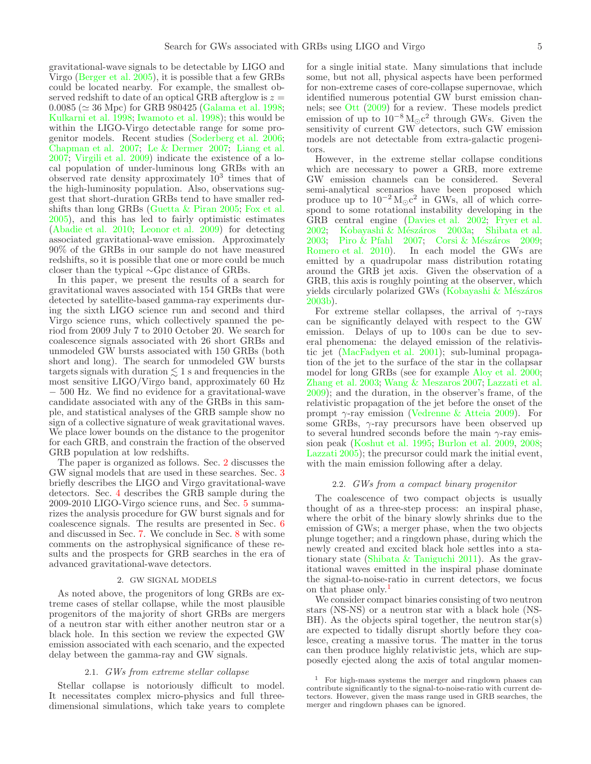gravitational-wave signals to be detectable by LIGO and Virgo (Berger et al. 2005), it is possible that a few GRBs could be located nearby. For example, the smallest observed redshift to date of an optical GRB afterglow is $z = 0.0085$ ($\simeq 36$ Mpc) for GRB 980425 (Galama et al. 1998; Kulkarni et al. 1998; Iwamoto et al. 1998); this would be within the LIGO-Virgo detectable range for some progenitor models. Recent studies (Soderberg et al. 2006; Chapman et al. 2007; Le & Dermer 2007; Liang et al. 2007; Virgili et al. 2009) indicate the existence of a local population of under-luminous long GRBs with an observed rate density approximately $10^3$ times that of the high-luminosity population. Also, observations suggest that short-duration GRBs tend to have smaller redshifts than long GRBs (Guetta & Piran 2005; Fox et al. 2005), and this has led to fairly optimistic estimates (Abadie et al. 2010; Leonor et al. 2009) for detecting associated gravitational-wave emission. Approximately 90% of the GRBs in our sample do not have measured redshifts, so it is possible that one or more could be much closer than the typical $\sim$Gpc distance of GRBs.

In this paper, we present the results of a search for gravitational waves associated with 154 GRBs that were detected by satellite-based gamma-ray experiments during the sixth LIGO science run and second and third Virgo science runs, which collectively spanned the period from 2009 July 7 to 2010 October 20. We search for coalescence signals associated with 26 short GRBs and unmodeled GW bursts associated with 150 GRBs (both short and long). The search for unmodeled GW bursts targets signals with duration $\lesssim 1$ s and frequencies in the most sensitive LIGO/Virgo band, approximately 60 Hz $-$ 500 Hz. We find no evidence for a gravitational-wave candidate associated with any of the GRBs in this sample, and statistical analyses of the GRB sample show no sign of a collective signature of weak gravitational waves. We place lower bounds on the distance to the progenitor for each GRB, and constrain the fraction of the observed GRB population at low redshifts.

The paper is organized as follows. Sec. 2 discusses the GW signal models that are used in these searches. Sec. 3 briefly describes the LIGO and Virgo gravitational-wave detectors. Sec. 4 describes the GRB sample during the 2009-2010 LIGO-Virgo science runs, and Sec. 5 summarizes the analysis procedure for GW burst signals and for coalescence signals. The results are presented in Sec. 6 and discussed in Sec. 7. We conclude in Sec. 8 with some comments on the astrophysical significance of these results and the prospects for GRB searches in the era of advanced gravitational-wave detectors.

## 2. GW SIGNAL MODELS

As noted above, the progenitors of long GRBs are extreme cases of stellar collapse, while the most plausible progenitors of the majority of short GRBs are mergers of a neutron star with either another neutron star or a black hole. In this section we review the expected GW emission associated with each scenario, and the expected delay between the gamma-ray and GW signals.

### 2.1. *GWs from extreme stellar collapse*

Stellar collapse is notoriously difficult to model. It necessitates complex micro-physics and full three-dimensional simulations, which take years to complete for a single initial state. Many simulations that include some, but not all, physical aspects have been performed for non-extreme cases of core-collapse supernovae, which identified numerous potential GW burst emission channels; see Ott (2009) for a review. These models predict emission of up to $10^{-8}\,\mathrm{M}_{\odot}c^2$ through GWs. Given the sensitivity of current GW detectors, such GW emission models are not detectable from extra-galactic progenitors.

However, in the extreme stellar collapse conditions which are necessary to power a GRB, more extreme GW emission channels can be considered. Several semi-analytical scenarios have been proposed which produce up to $10^{-2}\,\mathrm{M}_{\odot}c^2$ in GWs, all of which correspond to some rotational instability developing in the GRB central engine (Davies et al. 2002; Fryer et al. 2002; Kobayashi & Mészáros 2003a; Shibata et al. 2003; Piro & Pfahl 2007; Corsi & Mészáros 2009; Romero et al. 2010). In each model the GWs are emitted by a quadrupolar mass distribution rotating around the GRB jet axis. Given the observation of a GRB, this axis is roughly pointing at the observer, which yields circularly polarized GWs (Kobayashi & Mészáros 2003b).

For extreme stellar collapses, the arrival of $\gamma$-rays can be significantly delayed with respect to the GW emission. Delays of up to 100 s can be due to several phenomena: the delayed emission of the relativistic jet (MacFadyen et al. 2001); sub-luminal propagation of the jet to the surface of the star in the collapsar model for long GRBs (see for example Aloy et al. 2000; Zhang et al. 2003; Wang & Meszaros 2007; Lazzati et al. 2009); and the duration, in the observer's frame, of the relativistic propagation of the jet before the onset of the prompt $\gamma$-ray emission (Vedrenne & Atteia 2009). For some GRBs, $\gamma$-ray precursors have been observed up to several hundred seconds before the main $\gamma$-ray emission peak (Koshut et al. 1995; Burlon et al. 2009, 2008; Lazzati 2005); the precursor could mark the initial event, with the main emission following after a delay.

### 2.2. *GWs from a compact binary progenitor*

The coalescence of two compact objects is usually thought of as a three-step process: an inspiral phase, where the orbit of the binary slowly shrinks due to the emission of GWs; a merger phase, when the two objects plunge together; and a ringdown phase, during which the newly created and excited black hole settles into a stationary state (Shibata & Taniguchi 2011). As the gravitational waves emitted in the inspiral phase dominate the signal-to-noise-ratio in current detectors, we focus on that phase only.[1]

We consider compact binaries consisting of two neutron stars (NS-NS) or a neutron star with a black hole (NS-BH). As the objects spiral together, the neutron star(s) are expected to tidally disrupt shortly before they coalesce, creating a massive torus. The matter in the torus can then produce highly relativistic jets, which are supposedly ejected along the axis of total angular momen-

[1] For high-mass systems the merger and ringdown phases can contribute significantly to the signal-to-noise-ratio with current detectors. However, given the mass range used in GRB searches, the merger and ringdown phases can be ignored.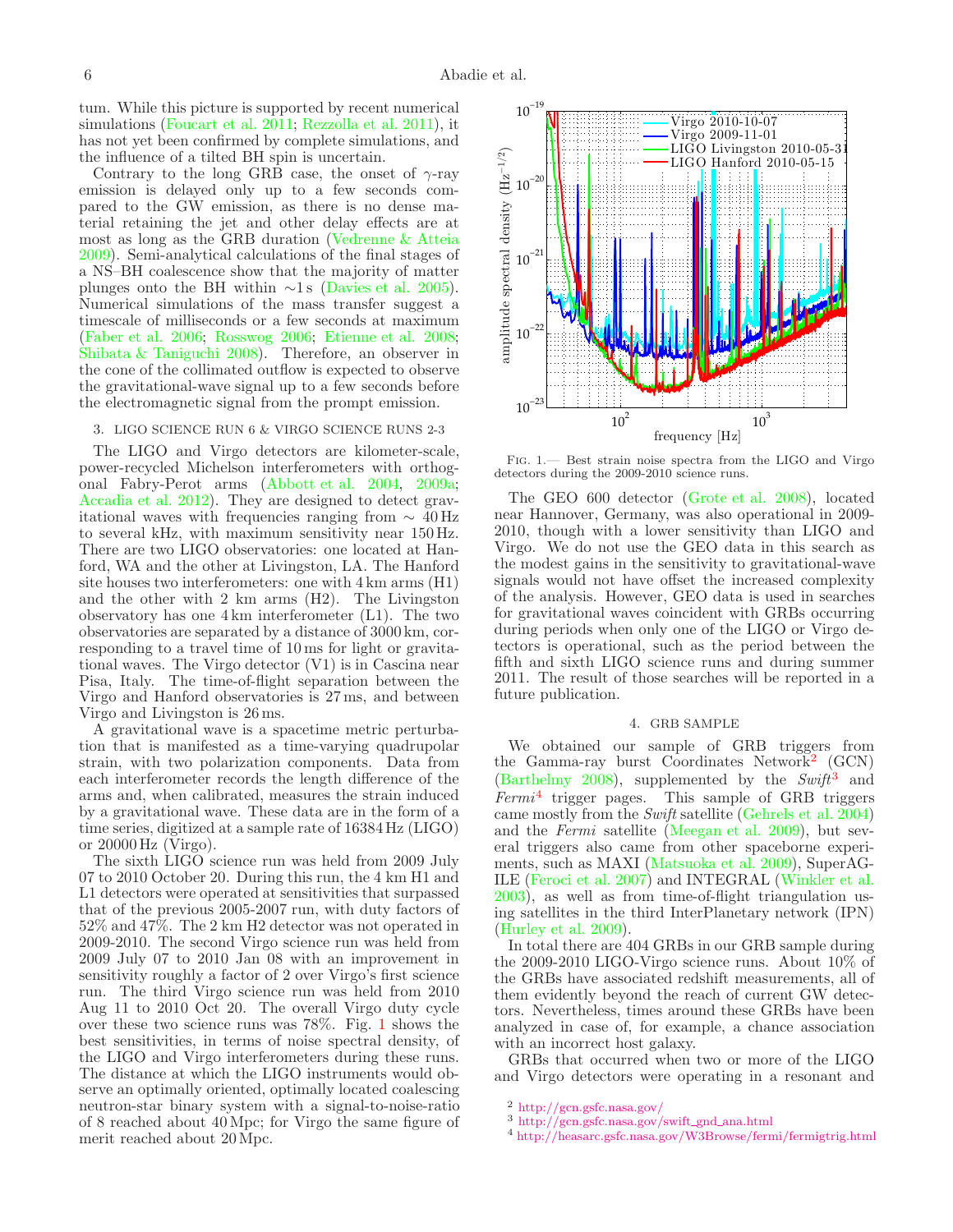tum. While this picture is supported by recent numerical simulations (Foucart et al. 2011; Rezzolla et al. 2011), it has not yet been confirmed by complete simulations, and the influence of a tilted BH spin is uncertain.

Contrary to the long GRB case, the onset of $\gamma$-ray emission is delayed only up to a few seconds compared to the GW emission, as there is no dense material retaining the jet and other delay effects are at most as long as the GRB duration (Vedrenne & Atteia 2009). Semi-analytical calculations of the final stages of a NS–BH coalescence show that the majority of matter plunges onto the BH within $\sim$1 s (Davies et al. 2005). Numerical simulations of the mass transfer suggest a timescale of milliseconds or a few seconds at maximum (Faber et al. 2006; Rosswog 2006; Etienne et al. 2008; Shibata & Taniguchi 2008). Therefore, an observer in the cone of the collimated outflow is expected to observe the gravitational-wave signal up to a few seconds before the electromagnetic signal from the prompt emission.

## 3. LIGO SCIENCE RUN 6 & VIRGO SCIENCE RUNS 2-3

The LIGO and Virgo detectors are kilometer-scale, power-recycled Michelson interferometers with orthogonal Fabry-Perot arms (Abbott et al. 2004, 2009a; Accadia et al. 2012). They are designed to detect gravitational waves with frequencies ranging from $\sim$ 40 Hz to several kHz, with maximum sensitivity near 150 Hz. There are two LIGO observatories: one located at Hanford, WA and the other at Livingston, LA. The Hanford site houses two interferometers: one with 4 km arms (H1) and the other with 2 km arms (H2). The Livingston observatory has one 4 km interferometer (L1). The two observatories are separated by a distance of 3000 km, corresponding to a travel time of 10 ms for light or gravitational waves. The Virgo detector (V1) is in Cascina near Pisa, Italy. The time-of-flight separation between the Virgo and Hanford observatories is 27 ms, and between Virgo and Livingston is 26 ms.

A gravitational wave is a spacetime metric perturbation that is manifested as a time-varying quadrupolar strain, with two polarization components. Data from each interferometer records the length difference of the arms and, when calibrated, measures the strain induced by a gravitational wave. These data are in the form of a time series, digitized at a sample rate of 16384 Hz (LIGO) or 20000 Hz (Virgo).

The sixth LIGO science run was held from 2009 July 07 to 2010 October 20. During this run, the 4 km H1 and L1 detectors were operated at sensitivities that surpassed that of the previous 2005-2007 run, with duty factors of 52% and 47%. The 2 km H2 detector was not operated in 2009-2010. The second Virgo science run was held from 2009 July 07 to 2010 Jan 08 with an improvement in sensitivity roughly a factor of 2 over Virgo's first science run. The third Virgo science run was held from 2010 Aug 11 to 2010 Oct 20. The overall Virgo duty cycle over these two science runs was 78%. Fig. 1 shows the best sensitivities, in terms of noise spectral density, of the LIGO and Virgo interferometers during these runs. The distance at which the LIGO instruments would observe an optimally oriented, optimally located coalescing neutron-star binary system with a signal-to-noise-ratio of 8 reached about 40 Mpc; for Virgo the same figure of merit reached about 20 Mpc.

Fig. 1.— Best strain noise spectra from the LIGO and Virgo detectors during the 2009-2010 science runs.

The GEO 600 detector (Grote et al. 2008), located near Hannover, Germany, was also operational in 2009-2010, though with a lower sensitivity than LIGO and Virgo. We do not use the GEO data in this search as the modest gains in the sensitivity to gravitational-wave signals would not have offset the increased complexity of the analysis. However, GEO data is used in searches for gravitational waves coincident with GRBs occurring during periods when only one of the LIGO or Virgo detectors is operational, such as the period between the fifth and sixth LIGO science runs and during summer 2011. The result of those searches will be reported in a future publication.

## 4. GRB SAMPLE

We obtained our sample of GRB triggers from the Gamma-ray burst Coordinates Network[2] (GCN) (Barthelmy 2008), supplemented by the *Swift*[3] and *Fermi*[4] trigger pages. This sample of GRB triggers came mostly from the *Swift* satellite (Gehrels et al. 2004) and the *Fermi* satellite (Meegan et al. 2009), but several triggers also came from other spaceborne experiments, such as MAXI (Matsuoka et al. 2009), SuperAGILE (Feroci et al. 2007) and INTEGRAL (Winkler et al. 2003), as well as from time-of-flight triangulation using satellites in the third InterPlanetary network (IPN) (Hurley et al. 2009).

In total there are 404 GRBs in our GRB sample during the 2009-2010 LIGO-Virgo science runs. About 10% of the GRBs have associated redshift measurements, all of them evidently beyond the reach of current GW detectors. Nevertheless, times around these GRBs have been analyzed in case of, for example, a chance association with an incorrect host galaxy.

GRBs that occurred when two or more of the LIGO and Virgo detectors were operating in a resonant and

[2] http://gcn.gsfc.nasa.gov/
[3] http://gcn.gsfc.nasa.gov/swift_gnd_ana.html
[4] http://heasarc.gsfc.nasa.gov/W3Browse/fermi/fermigtrig.html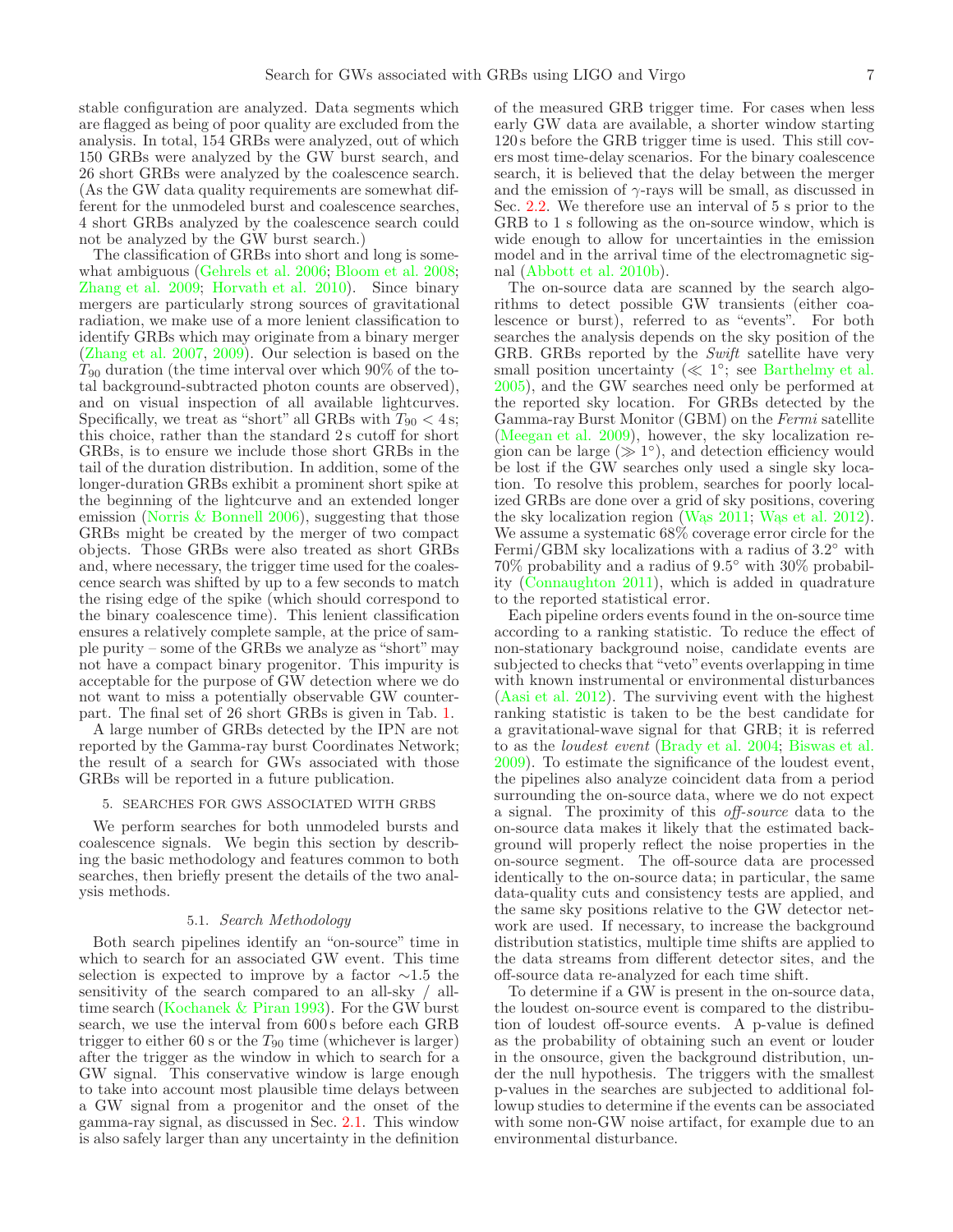stable configuration are analyzed. Data segments which are flagged as being of poor quality are excluded from the analysis. In total, 154 GRBs were analyzed, out of which 150 GRBs were analyzed by the GW burst search, and 26 short GRBs were analyzed by the coalescence search. (As the GW data quality requirements are somewhat different for the unmodeled burst and coalescence searches, 4 short GRBs analyzed by the coalescence search could not be analyzed by the GW burst search.)

The classification of GRBs into short and long is somewhat ambiguous (Gehrels et al. 2006; Bloom et al. 2008; Zhang et al. 2009; Horvath et al. 2010). Since binary mergers are particularly strong sources of gravitational radiation, we make use of a more lenient classification to identify GRBs which may originate from a binary merger (Zhang et al. 2007, 2009). Our selection is based on the $T_{90}$ duration (the time interval over which 90% of the total background-subtracted photon counts are observed), and on visual inspection of all available lightcurves. Specifically, we treat as "short" all GRBs with $T_{90} < 4$ s; this choice, rather than the standard 2 s cutoff for short GRBs, is to ensure we include those short GRBs in the tail of the duration distribution. In addition, some of the longer-duration GRBs exhibit a prominent short spike at the beginning of the lightcurve and an extended longer emission (Norris & Bonnell 2006), suggesting that those GRBs might be created by the merger of two compact objects. Those GRBs were also treated as short GRBs and, where necessary, the trigger time used for the coalescence search was shifted by up to a few seconds to match the rising edge of the spike (which should correspond to the binary coalescence time). This lenient classification ensures a relatively complete sample, at the price of sample purity – some of the GRBs we analyze as "short" may not have a compact binary progenitor. This impurity is acceptable for the purpose of GW detection where we do not want to miss a potentially observable GW counterpart. The final set of 26 short GRBs is given in Tab. 1.

A large number of GRBs detected by the IPN are not reported by the Gamma-ray burst Coordinates Network; the result of a search for GWs associated with those GRBs will be reported in a future publication.

## 5. SEARCHES FOR GWS ASSOCIATED WITH GRBS

We perform searches for both unmodeled bursts and coalescence signals. We begin this section by describing the basic methodology and features common to both searches, then briefly present the details of the two analysis methods.

### 5.1. *Search Methodology*

Both search pipelines identify an "on-source" time in which to search for an associated GW event. This time selection is expected to improve by a factor ∼1.5 the sensitivity of the search compared to an all-sky / all-time search (Kochanek & Piran 1993). For the GW burst search, we use the interval from 600 s before each GRB trigger to either 60 s or the $T_{90}$ time (whichever is larger) after the trigger as the window in which to search for a GW signal. This conservative window is large enough to take into account most plausible time delays between a GW signal from a progenitor and the onset of the gamma-ray signal, as discussed in Sec. 2.1. This window is also safely larger than any uncertainty in the definition of the measured GRB trigger time. For cases when less early GW data are available, a shorter window starting 120 s before the GRB trigger time is used. This still covers most time-delay scenarios. For the binary coalescence search, it is believed that the delay between the merger and the emission of $\gamma$-rays will be small, as discussed in Sec. 2.2. We therefore use an interval of 5 s prior to the GRB to 1 s following as the on-source window, which is wide enough to allow for uncertainties in the emission model and in the arrival time of the electromagnetic signal (Abbott et al. 2010b).

The on-source data are scanned by the search algorithms to detect possible GW transients (either coalescence or burst), referred to as "events". For both searches the analysis depends on the sky position of the GRB. GRBs reported by the *Swift* satellite have very small position uncertainty ($\ll 1°$; see Barthelmy et al. 2005), and the GW searches need only be performed at the reported sky location. For GRBs detected by the Gamma-ray Burst Monitor (GBM) on the *Fermi* satellite (Meegan et al. 2009), however, the sky localization region can be large ($\gg 1°$), and detection efficiency would be lost if the GW searches only used a single sky location. To resolve this problem, searches for poorly localized GRBs are done over a grid of sky positions, covering the sky localization region (Wąs 2011; Wąs et al. 2012). We assume a systematic 68% coverage error circle for the Fermi/GBM sky localizations with a radius of 3.2° with 70% probability and a radius of 9.5° with 30% probability (Connaughton 2011), which is added in quadrature to the reported statistical error.

Each pipeline orders events found in the on-source time according to a ranking statistic. To reduce the effect of non-stationary background noise, candidate events are subjected to checks that "veto" events overlapping in time with known instrumental or environmental disturbances (Aasi et al. 2012). The surviving event with the highest ranking statistic is taken to be the best candidate for a gravitational-wave signal for that GRB; it is referred to as the *loudest event* (Brady et al. 2004; Biswas et al. 2009). To estimate the significance of the loudest event, the pipelines also analyze coincident data from a period surrounding the on-source data, where we do not expect a signal. The proximity of this *off-source* data to the on-source data makes it likely that the estimated background will properly reflect the noise properties in the on-source segment. The off-source data are processed identically to the on-source data; in particular, the same data-quality cuts and consistency tests are applied, and the same sky positions relative to the GW detector network are used. If necessary, to increase the background distribution statistics, multiple time shifts are applied to the data streams from different detector sites, and the off-source data re-analyzed for each time shift.

To determine if a GW is present in the on-source data, the loudest on-source event is compared to the distribution of loudest off-source events. A p-value is defined as the probability of obtaining such an event or louder in the onsource, given the background distribution, under the null hypothesis. The triggers with the smallest p-values in the searches are subjected to additional followup studies to determine if the events can be associated with some non-GW noise artifact, for example due to an environmental disturbance.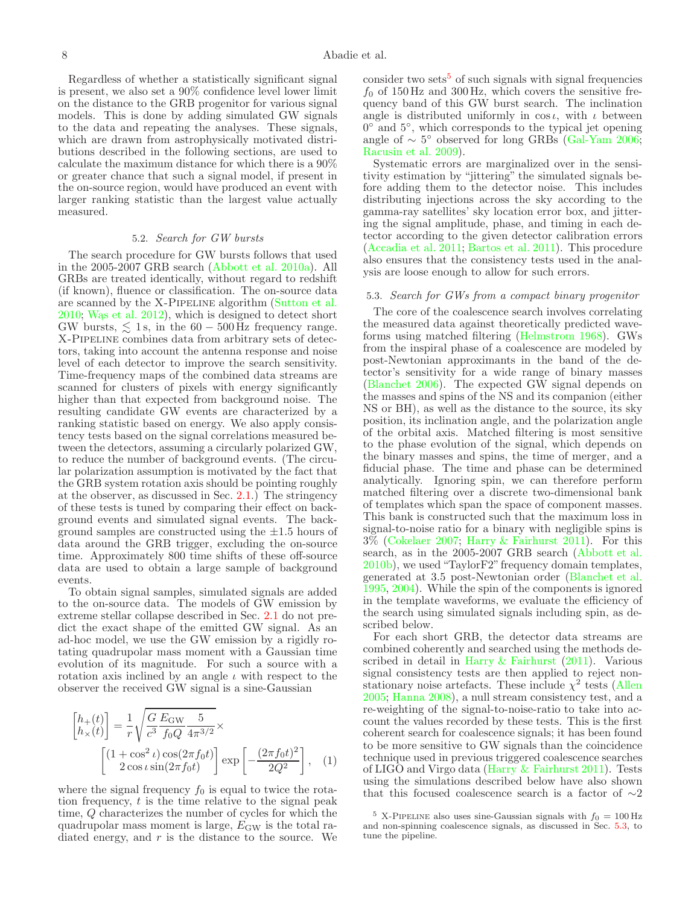Regardless of whether a statistically significant signal is present, we also set a 90% confidence level lower limit on the distance to the GRB progenitor for various signal models. This is done by adding simulated GW signals to the data and repeating the analyses. These signals, which are drawn from astrophysically motivated distributions described in the following sections, are used to calculate the maximum distance for which there is a 90% or greater chance that such a signal model, if present in the on-source region, would have produced an event with larger ranking statistic than the largest value actually measured.

### 5.2. *Search for GW bursts*

The search procedure for GW bursts follows that used in the 2005-2007 GRB search (Abbott et al. 2010a). All GRBs are treated identically, without regard to redshift (if known), fluence or classification. The on-source data are scanned by the X-Pipeline algorithm (Sutton et al. 2010; Wąs et al. 2012), which is designed to detect short GW bursts, $\lesssim 1$ s, in the $60-500$ Hz frequency range. X-Pipeline combines data from arbitrary sets of detectors, taking into account the antenna response and noise level of each detector to improve the search sensitivity. Time-frequency maps of the combined data streams are scanned for clusters of pixels with energy significantly higher than that expected from background noise. The resulting candidate GW events are characterized by a ranking statistic based on energy. We also apply consistency tests based on the signal correlations measured between the detectors, assuming a circularly polarized GW, to reduce the number of background events. (The circular polarization assumption is motivated by the fact that the GRB system rotation axis should be pointing roughly at the observer, as discussed in Sec. 2.1.) The stringency of these tests is tuned by comparing their effect on background events and simulated signal events. The background samples are constructed using the $\pm 1.5$ hours of data around the GRB trigger, excluding the on-source time. Approximately 800 time shifts of these off-source data are used to obtain a large sample of background events.

To obtain signal samples, simulated signals are added to the on-source data. The models of GW emission by extreme stellar collapse described in Sec. 2.1 do not predict the exact shape of the emitted GW signal. As an ad-hoc model, we use the GW emission by a rigidly rotating quadrupolar mass moment with a Gaussian time evolution of its magnitude. For such a source with a rotation axis inclined by an angle $\iota$ with respect to the observer the received GW signal is a sine-Gaussian

$$\begin{bmatrix} h_+(t) \\ h_\times(t) \end{bmatrix} = \frac{1}{r}\sqrt{\frac{G}{c^3}\frac{E_{\rm GW}}{f_0 Q}\frac{5}{4\pi^{3/2}}} \times \begin{bmatrix} (1+\cos^2\iota)\cos(2\pi f_0 t) \\ 2\cos\iota\sin(2\pi f_0 t) \end{bmatrix} \exp\left[-\frac{(2\pi f_0 t)^2}{2Q^2}\right], \quad (1)$$

where the signal frequency $f_0$ is equal to twice the rotation frequency, $t$ is the time relative to the signal peak time, $Q$ characterizes the number of cycles for which the quadrupolar mass moment is large, $E_{\rm GW}$ is the total radiated energy, and $r$ is the distance to the source. We consider two sets[5] of such signals with signal frequencies $f_0$ of 150 Hz and 300 Hz, which covers the sensitive frequency band of this GW burst search. The inclination angle is distributed uniformly in $\cos\iota$, with $\iota$ between $0^\circ$ and $5^\circ$, which corresponds to the typical jet opening angle of $\sim 5^\circ$ observed for long GRBs (Gal-Yam 2006; Racusin et al. 2009).

Systematic errors are marginalized over in the sensitivity estimation by "jittering" the simulated signals before adding them to the detector noise. This includes distributing injections across the sky according to the gamma-ray satellites' sky location error box, and jittering the signal amplitude, phase, and timing in each detector according to the given detector calibration errors (Accadia et al. 2011; Bartos et al. 2011). This procedure also ensures that the consistency tests used in the analysis are loose enough to allow for such errors.

### 5.3. *Search for GWs from a compact binary progenitor*

The core of the coalescence search involves correlating the measured data against theoretically predicted waveforms using matched filtering (Helmstrom 1968). GWs from the inspiral phase of a coalescence are modeled by post-Newtonian approximants in the band of the detector's sensitivity for a wide range of binary masses (Blanchet 2006). The expected GW signal depends on the masses and spins of the NS and its companion (either NS or BH), as well as the distance to the source, its sky position, its inclination angle, and the polarization angle of the orbital axis. Matched filtering is most sensitive to the phase evolution of the signal, which depends on the binary masses and spins, the time of merger, and a fiducial phase. The time and phase can be determined analytically. Ignoring spin, we can therefore perform matched filtering over a discrete two-dimensional bank of templates which span the space of component masses. This bank is constructed such that the maximum loss in signal-to-noise ratio for a binary with negligible spins is 3% (Cokelaer 2007; Harry & Fairhurst 2011). For this search, as in the 2005-2007 GRB search (Abbott et al. 2010b), we used "TaylorF2" frequency domain templates, generated at 3.5 post-Newtonian order (Blanchet et al. 1995, 2004). While the spin of the components is ignored in the template waveforms, we evaluate the efficiency of the search using simulated signals including spin, as described below.

For each short GRB, the detector data streams are combined coherently and searched using the methods described in detail in Harry & Fairhurst (2011). Various signal consistency tests are then applied to reject non-stationary noise artefacts. These include $\chi^2$ tests (Allen 2005; Hanna 2008), a null stream consistency test, and a re-weighting of the signal-to-noise-ratio to take into account the values recorded by these tests. This is the first coherent search for coalescence signals; it has been found to be more sensitive to GW signals than the coincidence technique used in previous triggered coalescence searches of LIGO and Virgo data (Harry & Fairhurst 2011). Tests using the simulations described below have also shown that this focused coalescence search is a factor of $\sim 2$

[5] X-Pipeline also uses sine-Gaussian signals with $f_0 = 100$ Hz and non-spinning coalescence signals, as discussed in Sec. 5.3, to tune the pipeline.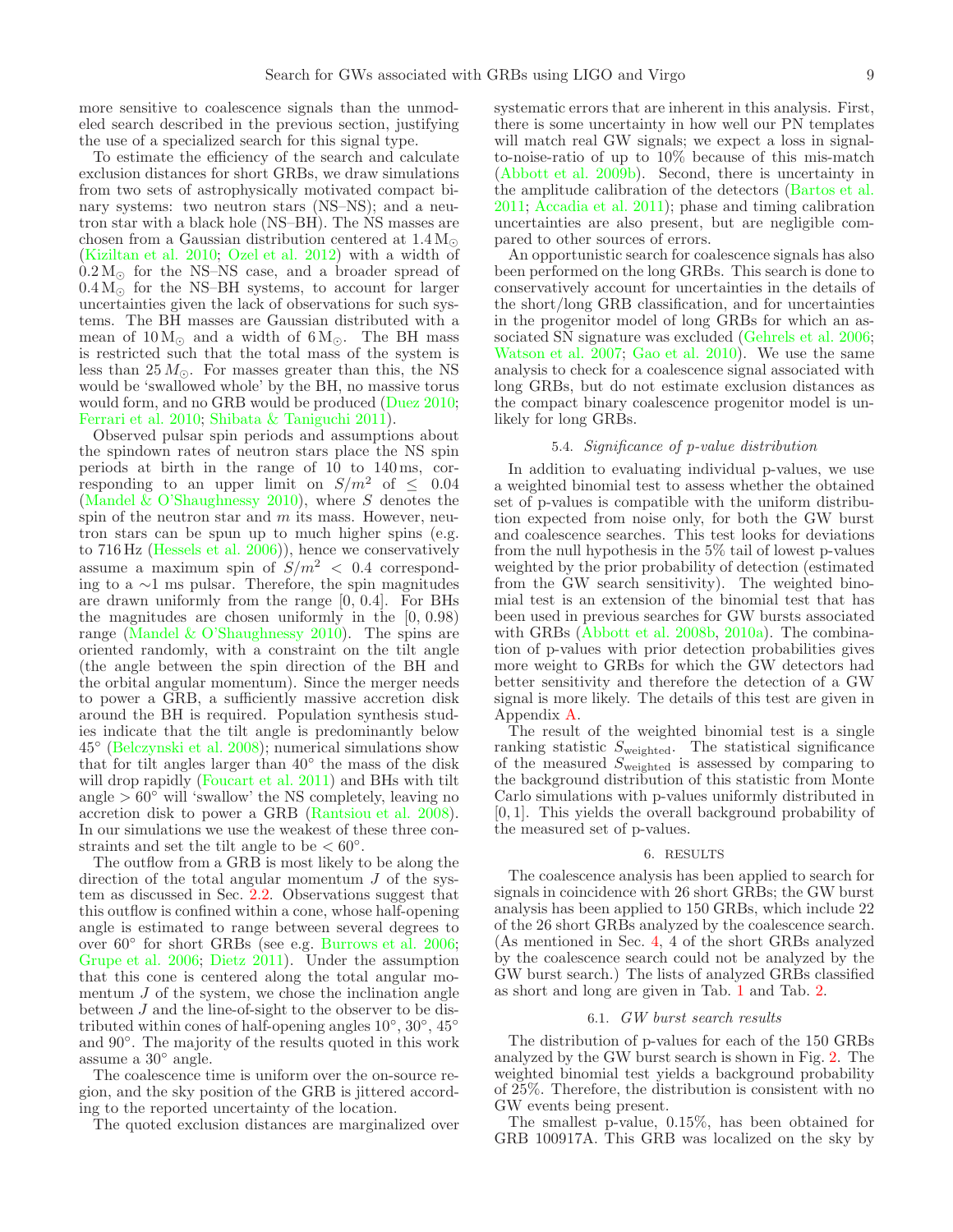more sensitive to coalescence signals than the unmodeled search described in the previous section, justifying the use of a specialized search for this signal type.

To estimate the efficiency of the search and calculate exclusion distances for short GRBs, we draw simulations from two sets of astrophysically motivated compact binary systems: two neutron stars (NS–NS); and a neutron star with a black hole (NS–BH). The NS masses are chosen from a Gaussian distribution centered at $1.4\,M_\odot$ (Kiziltan et al. 2010; Ozel et al. 2012) with a width of $0.2\,M_\odot$ for the NS–NS case, and a broader spread of $0.4\,M_\odot$ for the NS–BH systems, to account for larger uncertainties given the lack of observations for such systems. The BH masses are Gaussian distributed with a mean of $10\,M_\odot$ and a width of $6\,M_\odot$. The BH mass is restricted such that the total mass of the system is less than $25\,M_\odot$. For masses greater than this, the NS would be 'swallowed whole' by the BH, no massive torus would form, and no GRB would be produced (Duez 2010; Ferrari et al. 2010; Shibata & Taniguchi 2011).

Observed pulsar spin periods and assumptions about the spindown rates of neutron stars place the NS spin periods at birth in the range of 10 to 140 ms, corresponding to an upper limit on $S/m^2$ of $\leq$ 0.04 (Mandel & O'Shaughnessy 2010), where $S$ denotes the spin of the neutron star and $m$ its mass. However, neutron stars can be spun up to much higher spins (e.g. to 716 Hz (Hessels et al. 2006)), hence we conservatively assume a maximum spin of $S/m^2 < 0.4$ corresponding to a $\sim$1 ms pulsar. Therefore, the spin magnitudes are drawn uniformly from the range [0, 0.4]. For BHs the magnitudes are chosen uniformly in the [0, 0.98) range (Mandel & O'Shaughnessy 2010). The spins are oriented randomly, with a constraint on the tilt angle (the angle between the spin direction of the BH and the orbital angular momentum). Since the merger needs to power a GRB, a sufficiently massive accretion disk around the BH is required. Population synthesis studies indicate that the tilt angle is predominantly below 45° (Belczynski et al. 2008); numerical simulations show that for tilt angles larger than 40° the mass of the disk will drop rapidly (Foucart et al. 2011) and BHs with tilt angle $> 60°$ will 'swallow' the NS completely, leaving no accretion disk to power a GRB (Rantsiou et al. 2008). In our simulations we use the weakest of these three constraints and set the tilt angle to be $< 60°$.

The outflow from a GRB is most likely to be along the direction of the total angular momentum $J$ of the system as discussed in Sec. 2.2. Observations suggest that this outflow is confined within a cone, whose half-opening angle is estimated to range between several degrees to over 60° for short GRBs (see e.g. Burrows et al. 2006; Grupe et al. 2006; Dietz 2011). Under the assumption that this cone is centered along the total angular momentum $J$ of the system, we chose the inclination angle between $J$ and the line-of-sight to the observer to be distributed within cones of half-opening angles 10°, 30°, 45° and 90°. The majority of the results quoted in this work assume a 30° angle.

The coalescence time is uniform over the on-source region, and the sky position of the GRB is jittered according to the reported uncertainty of the location.

The quoted exclusion distances are marginalized over systematic errors that are inherent in this analysis. First, there is some uncertainty in how well our PN templates will match real GW signals; we expect a loss in signal-to-noise-ratio of up to 10% because of this mis-match (Abbott et al. 2009b). Second, there is uncertainty in the amplitude calibration of the detectors (Bartos et al. 2011; Accadia et al. 2011); phase and timing calibration uncertainties are also present, but are negligible compared to other sources of errors.

An opportunistic search for coalescence signals has also been performed on the long GRBs. This search is done to conservatively account for uncertainties in the details of the short/long GRB classification, and for uncertainties in the progenitor model of long GRBs for which an associated SN signature was excluded (Gehrels et al. 2006; Watson et al. 2007; Gao et al. 2010). We use the same analysis to check for a coalescence signal associated with long GRBs, but do not estimate exclusion distances as the compact binary coalescence progenitor model is unlikely for long GRBs.

### 5.4. *Significance of p-value distribution*

In addition to evaluating individual p-values, we use a weighted binomial test to assess whether the obtained set of p-values is compatible with the uniform distribution expected from noise only, for both the GW burst and coalescence searches. This test looks for deviations from the null hypothesis in the 5% tail of lowest p-values weighted by the prior probability of detection (estimated from the GW search sensitivity). The weighted binomial test is an extension of the binomial test that has been used in previous searches for GW bursts associated with GRBs (Abbott et al. 2008b, 2010a). The combination of p-values with prior detection probabilities gives more weight to GRBs for which the GW detectors had better sensitivity and therefore the detection of a GW signal is more likely. The details of this test are given in Appendix A.

The result of the weighted binomial test is a single ranking statistic $S_{\rm weighted}$. The statistical significance of the measured $S_{\rm weighted}$ is assessed by comparing to the background distribution of this statistic from Monte Carlo simulations with p-values uniformly distributed in [0, 1]. This yields the overall background probability of the measured set of p-values.

## 6. RESULTS

The coalescence analysis has been applied to search for signals in coincidence with 26 short GRBs; the GW burst analysis has been applied to 150 GRBs, which include 22 of the 26 short GRBs analyzed by the coalescence search. (As mentioned in Sec. 4, 4 of the short GRBs analyzed by the coalescence search could not be analyzed by the GW burst search.) The lists of analyzed GRBs classified as short and long are given in Tab. 1 and Tab. 2.

### 6.1. *GW burst search results*

The distribution of p-values for each of the 150 GRBs analyzed by the GW burst search is shown in Fig. 2. The weighted binomial test yields a background probability of 25%. Therefore, the distribution is consistent with no GW events being present.

The smallest p-value, 0.15%, has been obtained for GRB 100917A. This GRB was localized on the sky by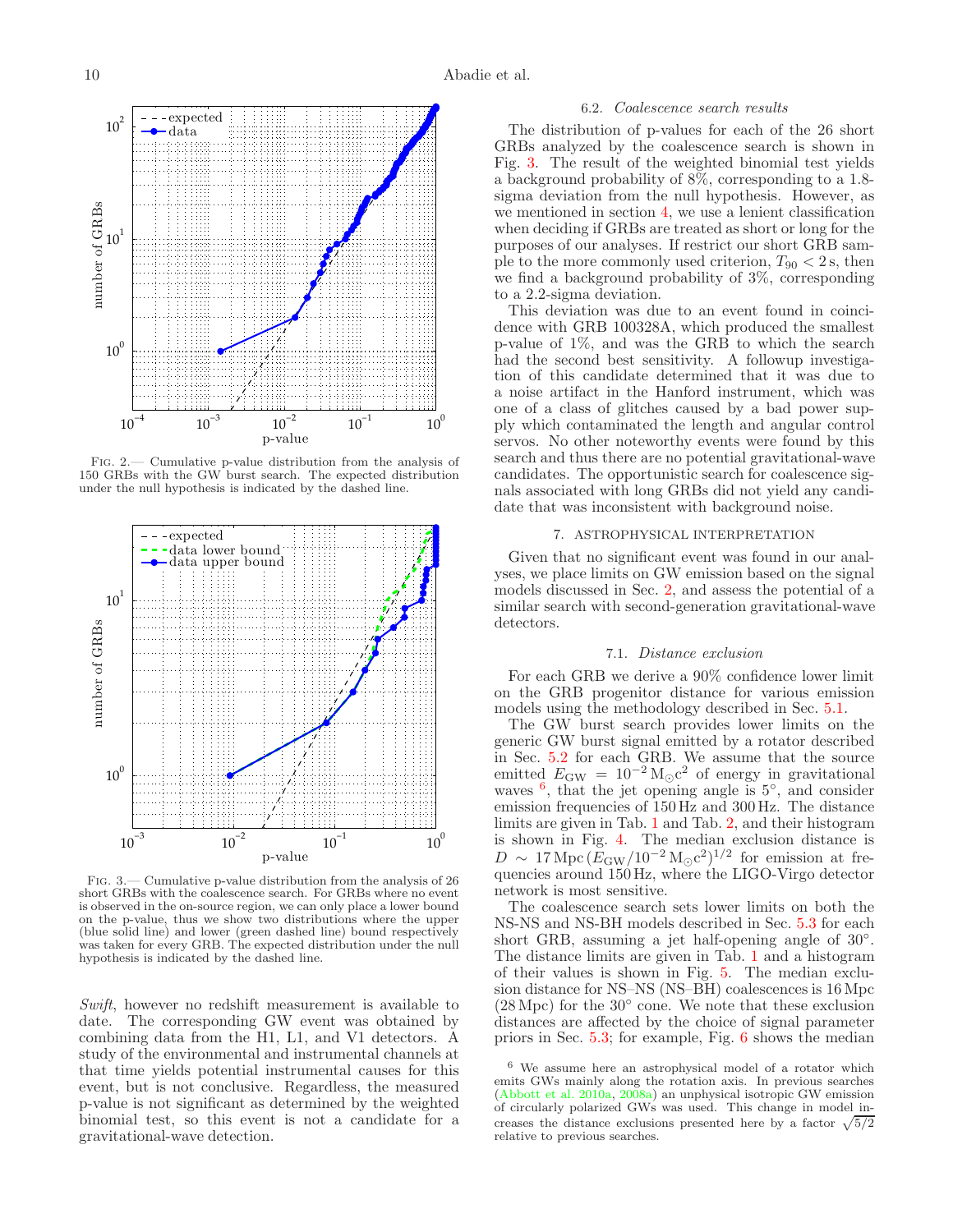Fig. 2.— Cumulative p-value distribution from the analysis of 150 GRBs with the GW burst search. The expected distribution under the null hypothesis is indicated by the dashed line.

Fig. 3.— Cumulative p-value distribution from the analysis of 26 short GRBs with the coalescence search. For GRBs where no event is observed in the on-source region, we can only place a lower bound on the p-value, thus we show two distributions where the upper (blue solid line) and lower (green dashed line) bound respectively was taken for every GRB. The expected distribution under the null hypothesis is indicated by the dashed line.

*Swift*, however no redshift measurement is available to date. The corresponding GW event was obtained by combining data from the H1, L1, and V1 detectors. A study of the environmental and instrumental channels at that time yields potential instrumental causes for this event, but is not conclusive. Regardless, the measured p-value is not significant as determined by the weighted binomial test, so this event is not a candidate for a gravitational-wave detection.

### 6.2. *Coalescence search results*

The distribution of p-values for each of the 26 short GRBs analyzed by the coalescence search is shown in Fig. 3. The result of the weighted binomial test yields a background probability of 8%, corresponding to a 1.8-sigma deviation from the null hypothesis. However, as we mentioned in section 4, we use a lenient classification when deciding if GRBs are treated as short or long for the purposes of our analyses. If restrict our short GRB sample to the more commonly used criterion, $T_{90} < 2\,\mathrm{s}$, then we find a background probability of 3%, corresponding to a 2.2-sigma deviation.

This deviation was due to an event found in coincidence with GRB 100328A, which produced the smallest p-value of 1%, and was the GRB to which the search had the second best sensitivity. A followup investigation of this candidate determined that it was due to a noise artifact in the Hanford instrument, which was one of a class of glitches caused by a bad power supply which contaminated the length and angular control servos. No other noteworthy events were found by this search and thus there are no potential gravitational-wave candidates. The opportunistic search for coalescence signals associated with long GRBs did not yield any candidate that was inconsistent with background noise.

## 7. ASTROPHYSICAL INTERPRETATION

Given that no significant event was found in our analyses, we place limits on GW emission based on the signal models discussed in Sec. 2, and assess the potential of a similar search with second-generation gravitational-wave detectors.

### 7.1. *Distance exclusion*

For each GRB we derive a 90% confidence lower limit on the GRB progenitor distance for various emission models using the methodology described in Sec. 5.1.

The GW burst search provides lower limits on the generic GW burst signal emitted by a rotator described in Sec. 5.2 for each GRB. We assume that the source emitted $E_{\mathrm{GW}} = 10^{-2}\,\mathrm{M_{\odot}c^2}$ of energy in gravitational waves [6], that the jet opening angle is $5^{\circ}$, and consider emission frequencies of 150 Hz and 300 Hz. The distance limits are given in Tab. 1 and Tab. 2, and their histogram is shown in Fig. 4. The median exclusion distance is $D \sim 17\,\mathrm{Mpc}\,(E_{\mathrm{GW}}/10^{-2}\,\mathrm{M_{\odot}c^2})^{1/2}$ for emission at frequencies around 150 Hz, where the LIGO-Virgo detector network is most sensitive.

The coalescence search sets lower limits on both the NS-NS and NS-BH models described in Sec. 5.3 for each short GRB, assuming a jet half-opening angle of $30^{\circ}$. The distance limits are given in Tab. 1 and a histogram of their values is shown in Fig. 5. The median exclusion distance for NS–NS (NS–BH) coalescences is 16 Mpc (28 Mpc) for the $30^{\circ}$ cone. We note that these exclusion distances are affected by the choice of signal parameter priors in Sec. 5.3; for example, Fig. 6 shows the median

[6] We assume here an astrophysical model of a rotator which emits GWs mainly along the rotation axis. In previous searches (Abbott et al. 2010a, 2008a) an unphysical isotropic GW emission of circularly polarized GWs was used. This change in model increases the distance exclusions presented here by a factor $\sqrt{5/2}$ relative to previous searches.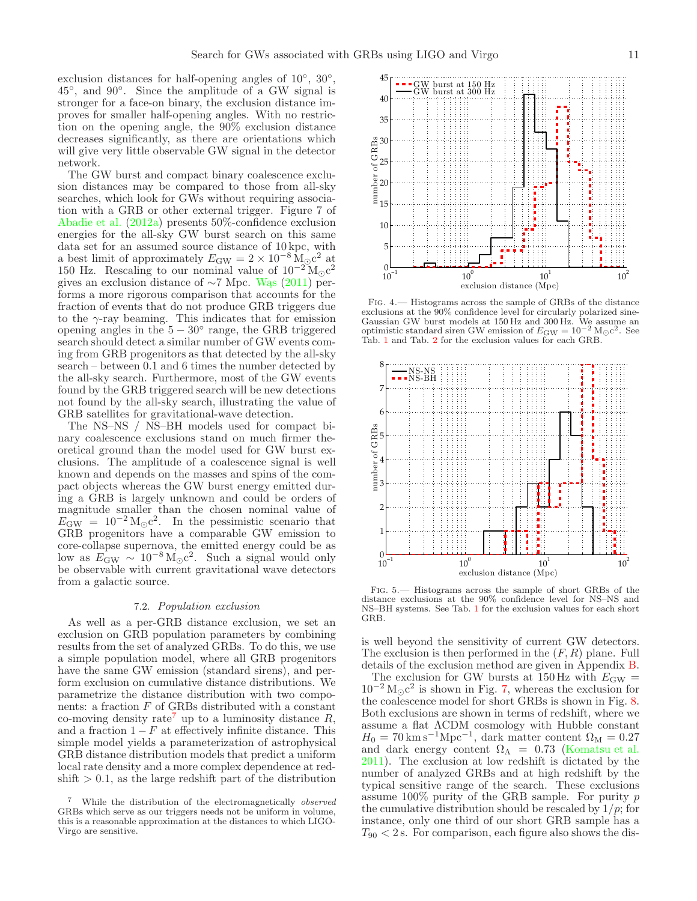exclusion distances for half-opening angles of 10°, 30°, 45°, and 90°. Since the amplitude of a GW signal is stronger for a face-on binary, the exclusion distance improves for smaller half-opening angles. With no restriction on the opening angle, the 90% exclusion distance decreases significantly, as there are orientations which will give very little observable GW signal in the detector network.

The GW burst and compact binary coalescence exclusion distances may be compared to those from all-sky searches, which look for GWs without requiring association with a GRB or other external trigger. Figure 7 of Abadie et al. (2012a) presents 50%-confidence exclusion energies for the all-sky GW burst search on this same data set for an assumed source distance of 10 kpc, with a best limit of approximately $E_{\mathrm{GW}} = 2 \times 10^{-8}\,\mathrm{M_\odot c^2}$ at 150 Hz. Rescaling to our nominal value of $10^{-2}\,\mathrm{M_\odot c^2}$ gives an exclusion distance of $\sim$7 Mpc. Wąs (2011) performs a more rigorous comparison that accounts for the fraction of events that do not produce GRB triggers due to the $\gamma$-ray beaming. This indicates that for emission opening angles in the $5-30°$ range, the GRB triggered search should detect a similar number of GW events coming from GRB progenitors as that detected by the all-sky search – between 0.1 and 6 times the number detected by the all-sky search. Furthermore, most of the GW events found by the GRB triggered search will be new detections not found by the all-sky search, illustrating the value of GRB satellites for gravitational-wave detection.

The NS–NS / NS–BH models used for compact binary coalescence exclusions stand on much firmer theoretical ground than the model used for GW burst exclusions. The amplitude of a coalescence signal is well known and depends on the masses and spins of the compact objects whereas the GW burst energy emitted during a GRB is largely unknown and could be orders of magnitude smaller than the chosen nominal value of $E_{\mathrm{GW}} = 10^{-2}\,\mathrm{M_\odot c^2}$. In the pessimistic scenario that GRB progenitors have a comparable GW emission to core-collapse supernova, the emitted energy could be as low as $E_{\mathrm{GW}} \sim 10^{-8}\,\mathrm{M_\odot c^2}$. Such a signal would only be observable with current gravitational wave detectors from a galactic source.

### 7.2. *Population exclusion*

As well as a per-GRB distance exclusion, we set an exclusion on GRB population parameters by combining results from the set of analyzed GRBs. To do this, we use a simple population model, where all GRB progenitors have the same GW emission (standard sirens), and perform exclusion on cumulative distance distributions. We parametrize the distance distribution with two components: a fraction $F$ of GRBs distributed with a constant co-moving density rate[7] up to a luminosity distance $R$, and a fraction $1-F$ at effectively infinite distance. This simple model yields a parameterization of astrophysical GRB distance distribution models that predict a uniform local rate density and a more complex dependence at redshift $> 0.1$, as the large redshift part of the distribution is well beyond the sensitivity of current GW detectors. The exclusion is then performed in the $(F, R)$ plane. Full details of the exclusion method are given in Appendix B.

[7] While the distribution of the electromagnetically *observed* GRBs which serve as our triggers needs not be uniform in volume, this is a reasonable approximation at the distances to which LIGO-Virgo are sensitive.

Fig. 4.— Histograms across the sample of GRBs of the distance exclusions at the 90% confidence level for circularly polarized sine-Gaussian GW burst models at 150 Hz and 300 Hz. We assume an optimistic standard siren GW emission of $E_{\mathrm{GW}} = 10^{-2}\,\mathrm{M_\odot}c^2$. See Tab. 1 and Tab. 2 for the exclusion values for each GRB.

Fig. 5.— Histograms across the sample of short GRBs of the distance exclusions at the 90% confidence level for NS–NS and NS–BH systems. See Tab. 1 for the exclusion values for each short GRB.

The exclusion for GW bursts at 150 Hz with $E_{\mathrm{GW}} = 10^{-2}\,\mathrm{M_\odot c^2}$ is shown in Fig. 7, whereas the exclusion for the coalescence model for short GRBs is shown in Fig. 8. Both exclusions are shown in terms of redshift, where we assume a flat ΛCDM cosmology with Hubble constant $H_0 = 70\,\mathrm{km\,s^{-1}Mpc^{-1}}$, dark matter content $\Omega_{\mathrm{M}} = 0.27$ and dark energy content $\Omega_\Lambda = 0.73$ (Komatsu et al. 2011). The exclusion at low redshift is dictated by the number of analyzed GRBs and at high redshift by the typical sensitive range of the search. These exclusions assume 100% purity of the GRB sample. For purity $p$ the cumulative distribution should be rescaled by $1/p$; for instance, only one third of our short GRB sample has a $T_{90} < 2\,\mathrm{s}$. For comparison, each figure also shows the dis-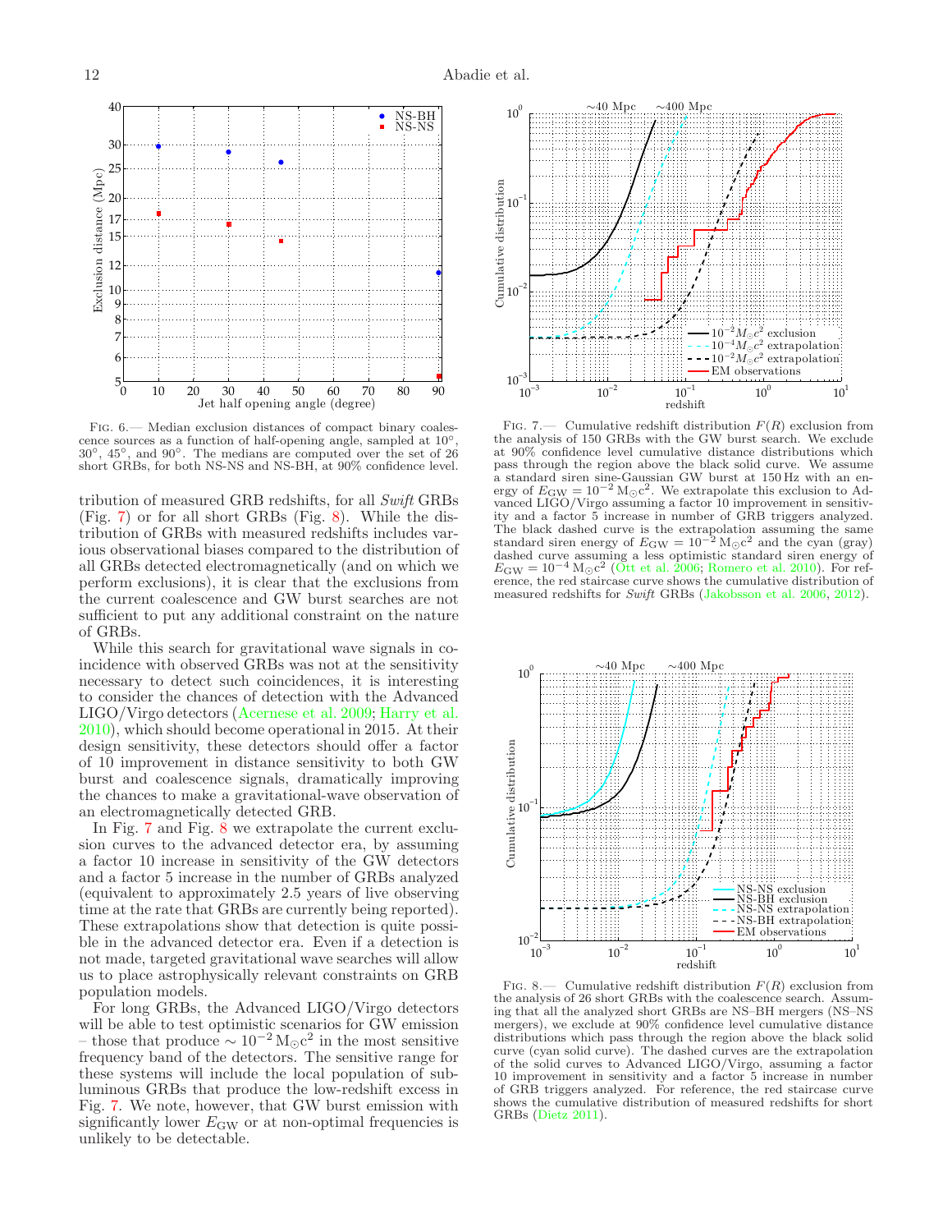FIG. 6.— Median exclusion distances of compact binary coalescence sources as a function of half-opening angle, sampled at 10°, 30°, 45°, and 90°. The medians are computed over the set of 26 short GRBs, for both NS-NS and NS-BH, at 90% confidence level.

tribution of measured GRB redshifts, for all *Swift* GRBs (Fig. 7) or for all short GRBs (Fig. 8). While the distribution of GRBs with measured redshifts includes various observational biases compared to the distribution of all GRBs detected electromagnetically (and on which we perform exclusions), it is clear that the exclusions from the current coalescence and GW burst searches are not sufficient to put any additional constraint on the nature of GRBs.

While this search for gravitational wave signals in coincidence with observed GRBs was not at the sensitivity necessary to detect such coincidences, it is interesting to consider the chances of detection with the Advanced LIGO/Virgo detectors (Acernese et al. 2009; Harry et al. 2010), which should become operational in 2015. At their design sensitivity, these detectors should offer a factor of 10 improvement in distance sensitivity to both GW burst and coalescence signals, dramatically improving the chances to make a gravitational-wave observation of an electromagnetically detected GRB.

In Fig. 7 and Fig. 8 we extrapolate the current exclusion curves to the advanced detector era, by assuming a factor 10 increase in sensitivity of the GW detectors and a factor 5 increase in the number of GRBs analyzed (equivalent to approximately 2.5 years of live observing time at the rate that GRBs are currently being reported). These extrapolations show that detection is quite possible in the advanced detector era. Even if a detection is not made, targeted gravitational wave searches will allow us to place astrophysically relevant constraints on GRB population models.

For long GRBs, the Advanced LIGO/Virgo detectors will be able to test optimistic scenarios for GW emission – those that produce $\sim 10^{-2}\,\mathrm{M_\odot c^2}$ in the most sensitive frequency band of the detectors. The sensitive range for these systems will include the local population of subluminous GRBs that produce the low-redshift excess in Fig. 7. We note, however, that GW burst emission with significantly lower $E_{\mathrm{GW}}$ or at non-optimal frequencies is unlikely to be detectable.

FIG. 7.— Cumulative redshift distribution $F(R)$ exclusion from the analysis of 150 GRBs with the GW burst search. We exclude at 90% confidence level cumulative distance distributions which pass through the region above the black solid curve. We assume a standard siren sine-Gaussian GW burst at 150 Hz with an energy of $E_{\mathrm{GW}} = 10^{-2}\,\mathrm{M_\odot c^2}$. We extrapolate this exclusion to Advanced LIGO/Virgo assuming a factor 10 improvement in sensitivity and a factor 5 increase in number of GRB triggers analyzed. The black dashed curve is the extrapolation assuming the same standard siren energy of $E_{\mathrm{GW}} = 10^{-2}\,\mathrm{M_\odot c^2}$ and the cyan (gray) dashed curve assuming a less optimistic standard siren energy of $E_{\mathrm{GW}} = 10^{-4}\,\mathrm{M_\odot c^2}$ (Ott et al. 2006; Romero et al. 2010). For reference, the red staircase curve shows the cumulative distribution of measured redshifts for *Swift* GRBs (Jakobsson et al. 2006, 2012).

FIG. 8.— Cumulative redshift distribution $F(R)$ exclusion from the analysis of 26 short GRBs with the coalescence search. Assuming that all the analyzed short GRBs are NS–BH mergers (NS–NS mergers), we exclude at 90% confidence level cumulative distance distributions which pass through the region above the black solid curve (cyan solid curve). The dashed curves are the extrapolation of the solid curves to Advanced LIGO/Virgo, assuming a factor 10 improvement in sensitivity and a factor 5 increase in number of GRB triggers analyzed. For reference, the red staircase curve shows the cumulative distribution of measured redshifts for short GRBs (Dietz 2011).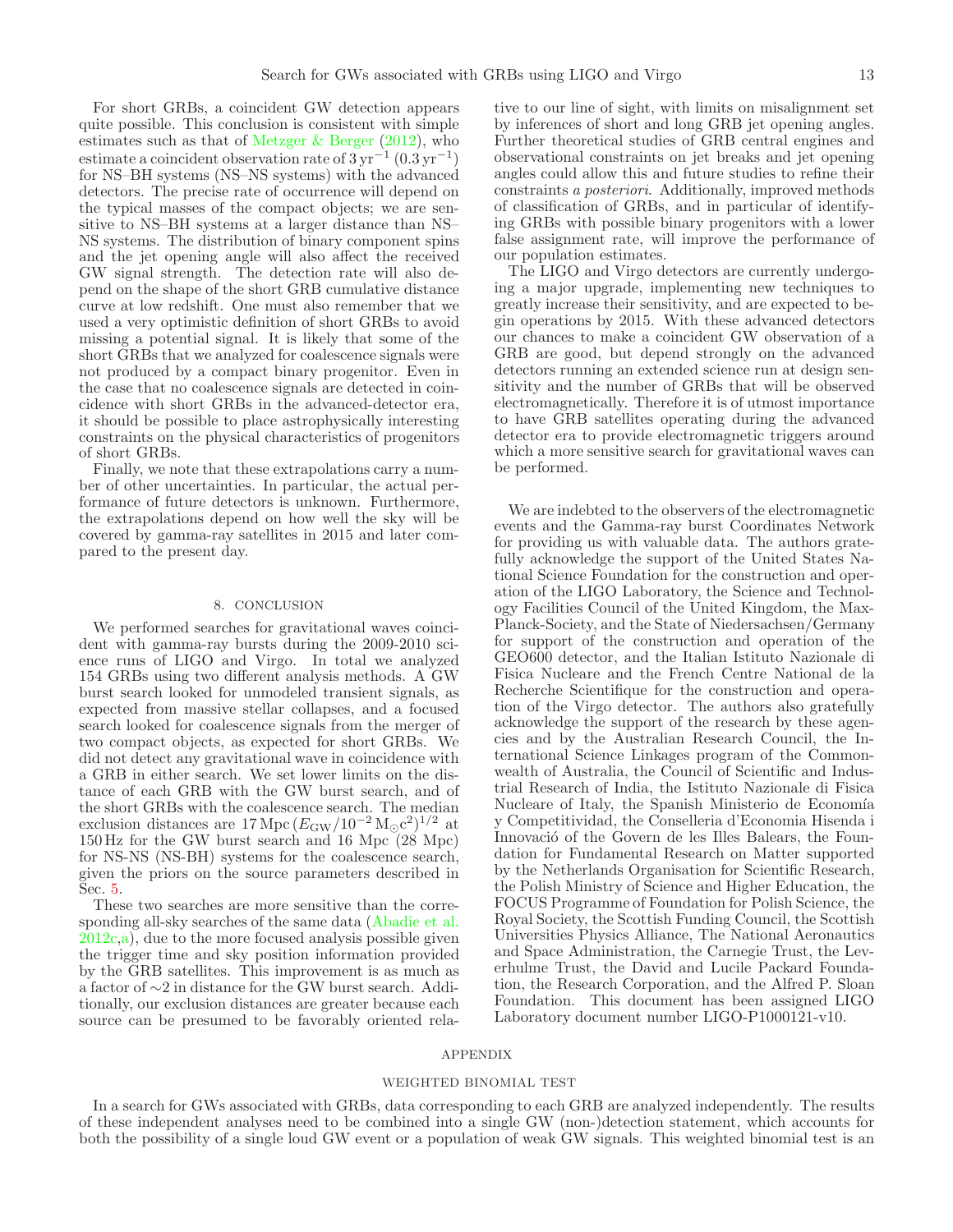For short GRBs, a coincident GW detection appears quite possible. This conclusion is consistent with simple estimates such as that of Metzger & Berger (2012), who estimate a coincident observation rate of $3\,\mathrm{yr}^{-1}$ ($0.3\,\mathrm{yr}^{-1}$) for NS–BH systems (NS–NS systems) with the advanced detectors. The precise rate of occurrence will depend on the typical masses of the compact objects; we are sensitive to NS–BH systems at a larger distance than NS–NS systems. The distribution of binary component spins and the jet opening angle will also affect the received GW signal strength. The detection rate will also depend on the shape of the short GRB cumulative distance curve at low redshift. One must also remember that we used a very optimistic definition of short GRBs to avoid missing a potential signal. It is likely that some of the short GRBs that we analyzed for coalescence signals were not produced by a compact binary progenitor. Even in the case that no coalescence signals are detected in coincidence with short GRBs in the advanced-detector era, it should be possible to place astrophysically interesting constraints on the physical characteristics of progenitors of short GRBs.

Finally, we note that these extrapolations carry a number of other uncertainties. In particular, the actual performance of future detectors is unknown. Furthermore, the extrapolations depend on how well the sky will be covered by gamma-ray satellites in 2015 and later compared to the present day.

## 8. CONCLUSION

We performed searches for gravitational waves coincident with gamma-ray bursts during the 2009-2010 science runs of LIGO and Virgo. In total we analyzed 154 GRBs using two different analysis methods. A GW burst search looked for unmodeled transient signals, as expected from massive stellar collapses, and a focused search looked for coalescence signals from the merger of two compact objects, as expected for short GRBs. We did not detect any gravitational wave in coincidence with a GRB in either search. We set lower limits on the distance of each GRB with the GW burst search, and of the short GRBs with the coalescence search. The median exclusion distances are $17\,\mathrm{Mpc}\,(E_{\mathrm{GW}}/10^{-2}\,\mathrm{M}_{\odot}c^2)^{1/2}$ at 150 Hz for the GW burst search and 16 Mpc (28 Mpc) for NS-NS (NS-BH) systems for the coalescence search, given the priors on the source parameters described in Sec. 5.

These two searches are more sensitive than the corresponding all-sky searches of the same data (Abadie et al. 2012c,a), due to the more focused analysis possible given the trigger time and sky position information provided by the GRB satellites. This improvement is as much as a factor of $\sim$2 in distance for the GW burst search. Additionally, our exclusion distances are greater because each source can be presumed to be favorably oriented relative to our line of sight, with limits on misalignment set by inferences of short and long GRB jet opening angles. Further theoretical studies of GRB central engines and observational constraints on jet breaks and jet opening angles could allow this and future studies to refine their constraints *a posteriori*. Additionally, improved methods of classification of GRBs, and in particular of identifying GRBs with possible binary progenitors with a lower false assignment rate, will improve the performance of our population estimates.

The LIGO and Virgo detectors are currently undergoing a major upgrade, implementing new techniques to greatly increase their sensitivity, and are expected to begin operations by 2015. With these advanced detectors our chances to make a coincident GW observation of a GRB are good, but depend strongly on the advanced detectors running an extended science run at design sensitivity and the number of GRBs that will be observed electromagnetically. Therefore it is of utmost importance to have GRB satellites operating during the advanced detector era to provide electromagnetic triggers around which a more sensitive search for gravitational waves can be performed.

We are indebted to the observers of the electromagnetic events and the Gamma-ray burst Coordinates Network for providing us with valuable data. The authors gratefully acknowledge the support of the United States National Science Foundation for the construction and operation of the LIGO Laboratory, the Science and Technology Facilities Council of the United Kingdom, the Max-Planck-Society, and the State of Niedersachsen/Germany for support of the construction and operation of the GEO600 detector, and the Italian Istituto Nazionale di Fisica Nucleare and the French Centre National de la Recherche Scientifique for the construction and operation of the Virgo detector. The authors also gratefully acknowledge the support of the research by these agencies and by the Australian Research Council, the International Science Linkages program of the Commonwealth of Australia, the Council of Scientific and Industrial Research of India, the Istituto Nazionale di Fisica Nucleare of Italy, the Spanish Ministerio de Economía y Competitividad, the Conselleria d'Economia Hisenda i Innovació of the Govern de les Illes Balears, the Foundation for Fundamental Research on Matter supported by the Netherlands Organisation for Scientific Research, the Polish Ministry of Science and Higher Education, the FOCUS Programme of Foundation for Polish Science, the Royal Society, the Scottish Funding Council, the Scottish Universities Physics Alliance, The National Aeronautics and Space Administration, the Carnegie Trust, the Leverhulme Trust, the David and Lucile Packard Foundation, the Research Corporation, and the Alfred P. Sloan Foundation. This document has been assigned LIGO Laboratory document number LIGO-P1000121-v10.

## APPENDIX

### WEIGHTED BINOMIAL TEST

In a search for GWs associated with GRBs, data corresponding to each GRB are analyzed independently. The results of these independent analyses need to be combined into a single GW (non-)detection statement, which accounts for both the possibility of a single loud GW event or a population of weak GW signals. This weighted binomial test is an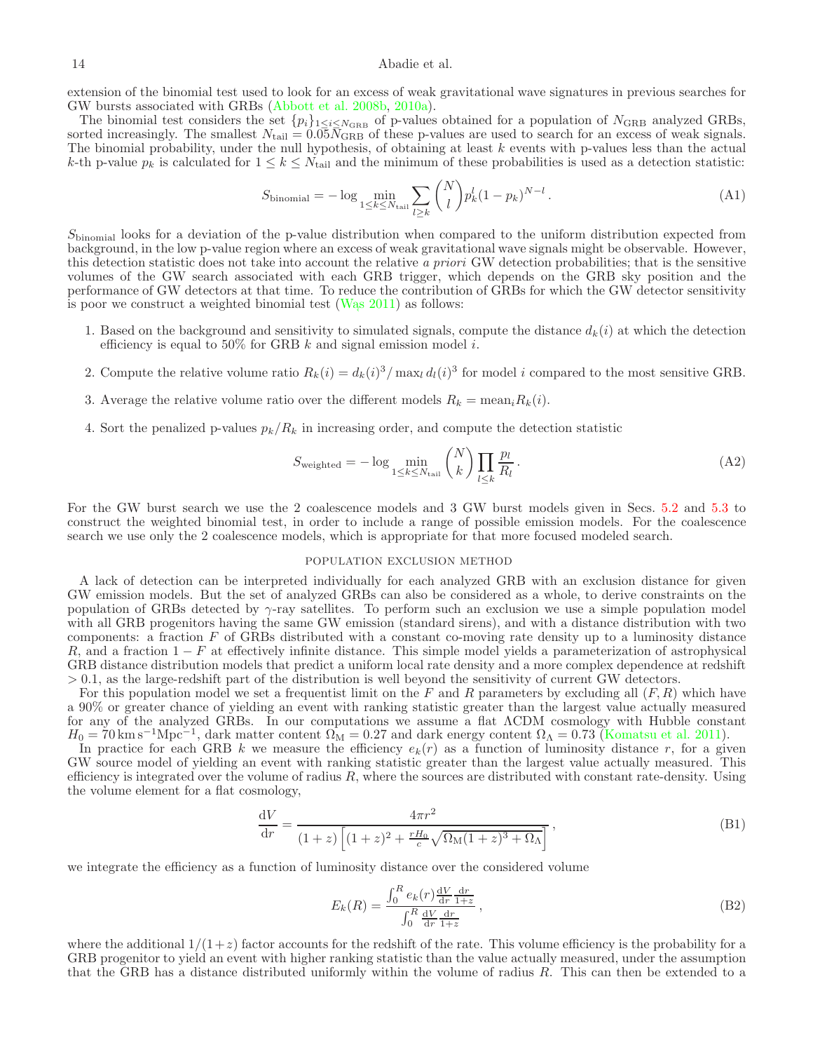extension of the binomial test used to look for an excess of weak gravitational wave signatures in previous searches for GW bursts associated with GRBs (Abbott et al. 2008b, 2010a).

The binomial test considers the set $\{p_i\}_{1\leq i\leq N_{\rm GRB}}$ of p-values obtained for a population of $N_{\rm GRB}$ analyzed GRBs, sorted increasingly. The smallest $N_{\rm tail} = 0.05 N_{\rm GRB}$ of these p-values are used to search for an excess of weak signals. The binomial probability, under the null hypothesis, of obtaining at least $k$ events with p-values less than the actual $k$-th p-value $p_k$ is calculated for $1 \leq k \leq N_{\rm tail}$ and the minimum of these probabilities is used as a detection statistic:

$$S_{\rm binomial} = -\log \min_{1\leq k\leq N_{\rm tail}} \sum_{l\geq k} \binom{N}{l} p_k^l (1-p_k)^{N-l} . \tag{A1}$$

$S_{\rm binomial}$ looks for a deviation of the p-value distribution when compared to the uniform distribution expected from background, in the low p-value region where an excess of weak gravitational wave signals might be observable. However, this detection statistic does not take into account the relative *a priori* GW detection probabilities; that is the sensitive volumes of the GW search associated with each GRB trigger, which depends on the GRB sky position and the performance of GW detectors at that time. To reduce the contribution of GRBs for which the GW detector sensitivity is poor we construct a weighted binomial test (Waş 2011) as follows:

1. Based on the background and sensitivity to simulated signals, compute the distance $d_k(i)$ at which the detection efficiency is equal to 50% for GRB $k$ and signal emission model $i$.

2. Compute the relative volume ratio $R_k(i) = d_k(i)^3 / \max_l d_l(i)^3$ for model $i$ compared to the most sensitive GRB.

3. Average the relative volume ratio over the different models $R_k = \text{mean}_i R_k(i)$.

4. Sort the penalized p-values $p_k/R_k$ in increasing order, and compute the detection statistic

$$S_{\rm weighted} = -\log \min_{1\leq k\leq N_{\rm tail}} \binom{N}{k} \prod_{l\leq k} \frac{p_l}{R_l} . \tag{A2}$$

For the GW burst search we use the 2 coalescence models and 3 GW burst models given in Secs. 5.2 and 5.3 to construct the weighted binomial test, in order to include a range of possible emission models. For the coalescence search we use only the 2 coalescence models, which is appropriate for that more focused modeled search.

## POPULATION EXCLUSION METHOD

A lack of detection can be interpreted individually for each analyzed GRB with an exclusion distance for given GW emission models. But the set of analyzed GRBs can also be considered as a whole, to derive constraints on the population of GRBs detected by $\gamma$-ray satellites. To perform such an exclusion we use a simple population model with all GRB progenitors having the same GW emission (standard sirens), and with a distance distribution with two components: a fraction $F$ of GRBs distributed with a constant co-moving rate density up to a luminosity distance $R$, and a fraction $1-F$ at effectively infinite distance. This simple model yields a parameterization of astrophysical GRB distance distribution models that predict a uniform local rate density and a more complex dependence at redshift $> 0.1$, as the large-redshift part of the distribution is well beyond the sensitivity of current GW detectors.

For this population model we set a frequentist limit on the $F$ and $R$ parameters by excluding all $(F, R)$ which have a 90% or greater chance of yielding an event with ranking statistic greater than the largest value actually measured for any of the analyzed GRBs. In our computations we assume a flat ΛCDM cosmology with Hubble constant $H_0 = 70\,{\rm km\,s^{-1}Mpc^{-1}}$, dark matter content $\Omega_{\rm M} = 0.27$ and dark energy content $\Omega_\Lambda = 0.73$ (Komatsu et al. 2011).

In practice for each GRB $k$ we measure the efficiency $e_k(r)$ as a function of luminosity distance $r$, for a given GW source model of yielding an event with ranking statistic greater than the largest value actually measured. This efficiency is integrated over the volume of radius $R$, where the sources are distributed with constant rate-density. Using the volume element for a flat cosmology,

$$\frac{{\rm d}V}{{\rm d}r} = \frac{4\pi r^2}{(1+z)\left[(1+z)^2 + \frac{rH_0}{c}\sqrt{\Omega_{\rm M}(1+z)^3 + \Omega_\Lambda}\right]} , \tag{B1}$$

we integrate the efficiency as a function of luminosity distance over the considered volume

$$E_k(R) = \frac{\int_0^R e_k(r) \frac{{\rm d}V}{{\rm d}r} \frac{{\rm d}r}{1+z}}{\int_0^R \frac{{\rm d}V}{{\rm d}r} \frac{{\rm d}r}{1+z}} , \tag{B2}$$

where the additional $1/(1+z)$ factor accounts for the redshift of the rate. This volume efficiency is the probability for a GRB progenitor to yield an event with higher ranking statistic than the value actually measured, under the assumption that the GRB has a distance distributed uniformly within the volume of radius $R$. This can then be extended to a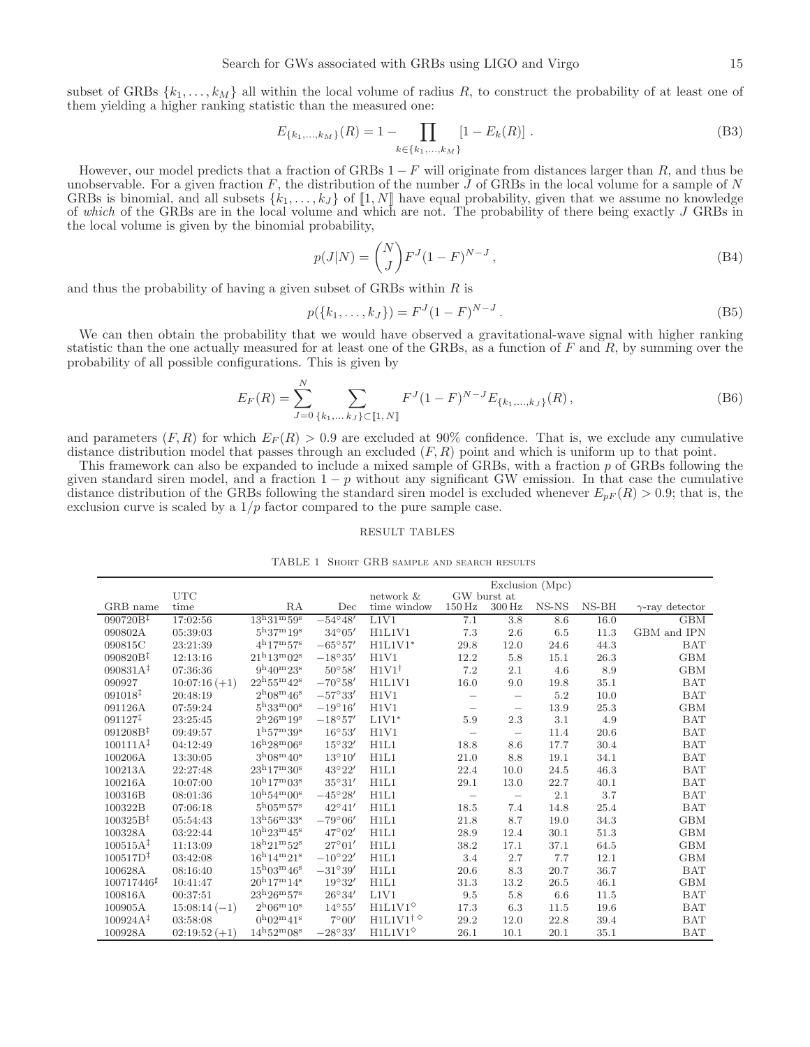subset of GRBs $\{k_1, \ldots, k_M\}$ all within the local volume of radius $R$, to construct the probability of at least one of them yielding a higher ranking statistic than the measured one:

$$E_{\{k_1,\ldots,k_M\}}(R) = 1 - \prod_{k\in\{k_1,\ldots,k_M\}} [1 - E_k(R)] \,. \tag{B3}$$

However, our model predicts that a fraction of GRBs $1 - F$ will originate from distances larger than $R$, and thus be unobservable. For a given fraction $F$, the distribution of the number $J$ of GRBs in the local volume for a sample of $N$ GRBs is binomial, and all subsets $\{k_1, \ldots, k_J\}$ of $[\![1, N]\!]$ have equal probability, given that we assume no knowledge of *which* of the GRBs are in the local volume and which are not. The probability of there being exactly $J$ GRBs in the local volume is given by the binomial probability,

$$p(J|N) = \binom{N}{J} F^J (1 - F)^{N-J} \,, \tag{B4}$$

and thus the probability of having a given subset of GRBs within $R$ is

$$p(\{k_1, \ldots, k_J\}) = F^J (1 - F)^{N-J} \,. \tag{B5}$$

We can then obtain the probability that we would have observed a gravitational-wave signal with higher ranking statistic than the one actually measured for at least one of the GRBs, as a function of $F$ and $R$, by summing over the probability of all possible configurations. This is given by

$$E_F(R) = \sum_{J=0}^{N} \sum_{\{k_1,\ldots\, k_J\}\subset[\![1,\, N]\!]} F^J (1 - F)^{N-J} E_{\{k_1,\ldots,k_J\}}(R) \,, \tag{B6}$$

and parameters $(F, R)$ for which $E_F(R) > 0.9$ are excluded at 90% confidence. That is, we exclude any cumulative distance distribution model that passes through an excluded $(F, R)$ point and which is uniform up to that point.

This framework can also be expanded to include a mixed sample of GRBs, with a fraction $p$ of GRBs following the given standard siren model, and a fraction $1 - p$ without any significant GW emission. In that case the cumulative distance distribution of the GRBs following the standard siren model is excluded whenever $E_{pF}(R) > 0.9$; that is, the exclusion curve is scaled by a $1/p$ factor compared to the pure sample case.

## RESULT TABLES

TABLE 1 Short GRB sample and search results

| GRB name | UTC time | RA | Dec | network & time window | Exclusion (Mpc) GW burst at 150 Hz | 300 Hz | NS-NS | NS-BH | $\gamma$-ray detector |
|---|---|---|---|---|---|---|---|---|---|
| 090720B‡ | 17:02:56 | $13^h31^m59^s$ | $-54°48'$ | L1V1 | 7.1 | 3.8 | 8.6 | 16.0 | GBM |
| 090802A | 05:39:03 | $5^h37^m19^s$ | $34°05'$ | H1L1V1 | 7.3 | 2.6 | 6.5 | 11.3 | GBM and IPN |
| 090815C | 23:21:39 | $4^h17^m57^s$ | $-65°57'$ | H1L1V1* | 29.8 | 12.0 | 24.6 | 44.3 | BAT |
| 090820B‡ | 12:13:16 | $21^h13^m02^s$ | $-18°35'$ | H1V1 | 12.2 | 5.8 | 15.1 | 26.3 | GBM |
| 090831A‡ | 07:36:36 | $9^h40^m23^s$ | $50°58'$ | H1V1† | 7.2 | 2.1 | 4.6 | 8.9 | GBM |
| 090927 | 10:07:16 (+1) | $22^h55^m42^s$ | $-70°58'$ | H1L1V1 | 16.0 | 9.0 | 19.8 | 35.1 | BAT |
| 091018‡ | 20:48:19 | $2^h08^m46^s$ | $-57°33'$ | H1V1 | – | – | 5.2 | 10.0 | BAT |
| 091126A | 07:59:24 | $5^h33^m00^s$ | $-19°16'$ | H1V1 | – | – | 13.9 | 25.3 | GBM |
| 091127‡ | 23:25:45 | $2^h26^m19^s$ | $-18°57'$ | L1V1* | 5.9 | 2.3 | 3.1 | 4.9 | BAT |
| 091208B‡ | 09:49:57 | $1^h57^m39^s$ | $16°53'$ | H1V1 | – | – | 11.4 | 20.6 | BAT |
| 100111A‡ | 04:12:49 | $16^h28^m06^s$ | $15°32'$ | H1L1 | 18.8 | 8.6 | 17.7 | 30.4 | BAT |
| 100206A | 13:30:05 | $3^h08^m40^s$ | $13°10'$ | H1L1 | 21.0 | 8.8 | 19.1 | 34.1 | BAT |
| 100213A | 22:27:48 | $23^h17^m30^s$ | $43°22'$ | H1L1 | 22.4 | 10.0 | 24.5 | 46.3 | BAT |
| 100216A | 10:07:00 | $10^h17^m03^s$ | $35°31'$ | H1L1 | 29.1 | 13.0 | 22.7 | 40.1 | BAT |
| 100316B | 08:01:36 | $10^h54^m00^s$ | $-45°28'$ | H1L1 | – | – | 2.1 | 3.7 | BAT |
| 100322B | 07:06:18 | $5^h05^m57^s$ | $42°41'$ | H1L1 | 18.5 | 7.4 | 14.8 | 25.4 | BAT |
| 100325B‡ | 05:54:43 | $13^h56^m33^s$ | $-79°06'$ | H1L1 | 21.8 | 8.7 | 19.0 | 34.3 | GBM |
| 100328A | 03:22:44 | $10^h23^m45^s$ | $47°02'$ | H1L1 | 28.9 | 12.4 | 30.1 | 51.3 | GBM |
| 100515A‡ | 11:13:09 | $18^h21^m52^s$ | $27°01'$ | H1L1 | 38.2 | 17.1 | 37.1 | 64.5 | GBM |
| 100517D‡ | 03:42:08 | $16^h14^m21^s$ | $-10°22'$ | H1L1 | 3.4 | 2.7 | 7.7 | 12.1 | GBM |
| 100628A | 08:16:40 | $15^h03^m46^s$ | $-31°39'$ | H1L1 | 20.6 | 8.3 | 20.7 | 36.7 | BAT |
| 100717446♯ | 10:41:47 | $20^h17^m14^s$ | $19°32'$ | H1L1 | 31.3 | 13.2 | 26.5 | 46.1 | GBM |
| 100816A | 00:37:51 | $23^h26^m57^s$ | $26°34'$ | L1V1 | 9.5 | 5.8 | 6.6 | 11.5 | BAT |
| 100905A | 15:08:14 (−1) | $2^h06^m10^s$ | $14°55'$ | H1L1V1◇ | 17.3 | 6.3 | 11.5 | 19.6 | BAT |
| 100924A‡ | 03:58:08 | $0^h02^m41^s$ | $7°00'$ | H1L1V1† ◇ | 29.2 | 12.0 | 22.8 | 39.4 | BAT |
| 100928A | 02:19:52 (+1) | $14^h52^m08^s$ | $-28°33'$ | H1L1V1◇ | 26.1 | 10.1 | 20.1 | 35.1 | BAT |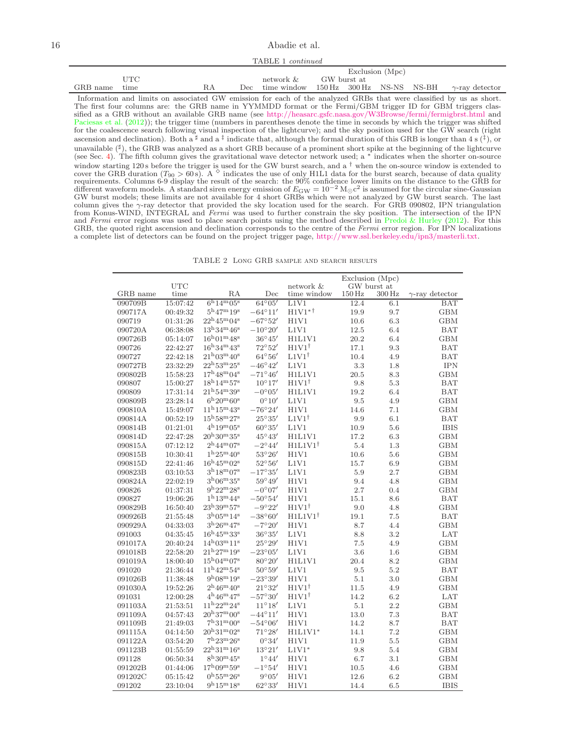TABLE 1 *continued*

| GRB name | UTC time | RA | Dec | network & time window | Exclusion (Mpc) GW burst at 150 Hz | 300 Hz | NS-NS | NS-BH | $\gamma$-ray detector |
|---|---|---|---|---|---|---|---|---|---|

Information and limits on associated GW emission for each of the analyzed GRBs that were classified by us as short. The first four columns are: the GRB name in YYMMDD format or the Fermi/GBM trigger ID for GBM triggers classified as a GRB without an available GRB name (see http://heasarc.gsfc.nasa.gov/W3Browse/fermi/fermigbrst.html and Paciesas et al. (2012)); the trigger time (numbers in parentheses denote the time in seconds by which the trigger was shifted for the coalescence search following visual inspection of the lightcurve); and the sky position used for the GW search (right ascension and declination). Both a ♯ and a ‡ indicate that, although the formal duration of this GRB is longer than 4 s (‡), or unavailable (♯), the GRB was analyzed as a short GRB because of a prominent short spike at the beginning of the lightcurve (see Sec. 4). The fifth column gives the gravitational wave detector network used; a * indicates when the shorter on-source window starting 120 s before the trigger is used for the GW burst search, and a † when the on-source window is extended to cover the GRB duration ($T_{90} > 60$ s). A ◇ indicates the use of only H1L1 data for the burst search, because of data quality requirements. Columns 6-9 display the result of the search: the 90% confidence lower limits on the distance to the GRB for different waveform models. A standard siren energy emission of $E_{\rm GW} = 10^{-2}\,{\rm M}_\odot c^2$ is assumed for the circular sine-Gaussian GW burst models; these limits are not available for 4 short GRBs which were not analyzed by GW burst search. The last column gives the $\gamma$-ray detector that provided the sky location used for the search. For GRB 090802, IPN triangulation from Konus-WIND, INTEGRAL and *Fermi* was used to further constrain the sky position. The intersection of the IPN and *Fermi* error regions was used to place search points using the method described in Predoi & Hurley (2012). For this GRB, the quoted right ascension and declination corresponds to the centre of the *Fermi* error region. For IPN localizations a complete list of detectors can be found on the project trigger page, http://www.ssl.berkeley.edu/ipn3/masterli.txt.

TABLE 2 Long GRB sample and search results

| GRB name | UTC time | RA | Dec | network & time window | Exclusion (Mpc) GW burst at 150 Hz | 300 Hz | $\gamma$-ray detector |
|---|---|---|---|---|---|---|---|
| 090709B | 15:07:42 | $6^h14^m05^s$ | $64°05'$ | L1V1 | 12.4 | 6.1 | BAT |
| 090717A | 00:49:32 | $5^h47^m19^s$ | $-64°11'$ | H1V1*† | 19.9 | 9.7 | GBM |
| 090719 | 01:31:26 | $22^h45^m04^s$ | $-67°52'$ | H1V1 | 10.6 | 6.3 | GBM |
| 090720A | 06:38:08 | $13^h34^m46^s$ | $-10°20'$ | L1V1 | 12.5 | 6.4 | BAT |
| 090726B | 05:14:07 | $16^h01^m48^s$ | $36°45'$ | H1L1V1 | 20.2 | 6.4 | GBM |
| 090726 | 22:42:27 | $16^h34^m43^s$ | $72°52'$ | H1V1† | 17.1 | 9.3 | BAT |
| 090727 | 22:42:18 | $21^h03^m40^s$ | $64°56'$ | L1V1† | 10.4 | 4.9 | BAT |
| 090727B | 23:32:29 | $22^h53^m25^s$ | $-46°42'$ | L1V1 | 3.3 | 1.8 | IPN |
| 090802B | 15:58:23 | $17^h48^m04^s$ | $-71°46'$ | H1L1V1 | 20.5 | 8.3 | GBM |
| 090807 | 15:00:27 | $18^h14^m57^s$ | $10°17'$ | H1V1† | 9.8 | 5.3 | BAT |
| 090809 | 17:31:14 | $21^h54^m39^s$ | $-0°05'$ | H1L1V1 | 19.2 | 6.4 | BAT |
| 090809B | 23:28:14 | $6^h20^m60^s$ | $0°10'$ | L1V1 | 9.5 | 4.9 | GBM |
| 090810A | 15:49:07 | $11^h15^m43^s$ | $-76°24'$ | H1V1 | 14.6 | 7.1 | GBM |
| 090814A | 00:52:19 | $15^h58^m27^s$ | $25°35'$ | L1V1† | 9.9 | 6.1 | BAT |
| 090814B | 01:21:01 | $4^h19^m05^s$ | $60°35'$ | L1V1 | 10.9 | 5.6 | IBIS |
| 090814D | 22:47:28 | $20^h30^m35^s$ | $45°43'$ | H1L1V1 | 17.2 | 6.3 | GBM |
| 090815A | 07:12:12 | $2^h44^m07^s$ | $-2°44'$ | H1L1V1† | 5.4 | 1.3 | GBM |
| 090815B | 10:30:41 | $1^h25^m40^s$ | $53°26'$ | H1V1 | 10.6 | 5.6 | GBM |
| 090815D | 22:41:46 | $16^h45^m02^s$ | $52°56'$ | L1V1 | 15.7 | 6.9 | GBM |
| 090823B | 03:10:53 | $3^h18^m07^s$ | $-17°35'$ | L1V1 | 5.9 | 2.7 | GBM |
| 090824A | 22:02:19 | $3^h06^m35^s$ | $59°49'$ | H1V1 | 9.4 | 4.8 | GBM |
| 090826 | 01:37:31 | $9^h22^m28^s$ | $-0°07'$ | H1V1 | 2.7 | 0.4 | GBM |
| 090827 | 19:06:26 | $1^h13^m44^s$ | $-50°54'$ | H1V1 | 15.1 | 8.6 | BAT |
| 090829B | 16:50:40 | $23^h39^m57^s$ | $-9°22'$ | H1V1† | 9.0 | 4.8 | GBM |
| 090926B | 21:55:48 | $3^h05^m14^s$ | $-38°60'$ | H1L1V1† | 19.1 | 7.5 | BAT |
| 090929A | 04:33:03 | $3^h26^m47^s$ | $-7°20'$ | H1V1 | 8.7 | 4.4 | GBM |
| 091003 | 04:35:45 | $16^h45^m33^s$ | $36°35'$ | L1V1 | 8.8 | 3.2 | LAT |
| 091017A | 20:40:24 | $14^h03^m11^s$ | $25°29'$ | H1V1 | 7.5 | 4.9 | GBM |
| 091018B | 22:58:20 | $21^h27^m19^s$ | $-23°05'$ | L1V1 | 3.6 | 1.6 | GBM |
| 091019A | 18:00:40 | $15^h04^m07^s$ | $80°20'$ | H1L1V1 | 20.4 | 8.2 | GBM |
| 091020 | 21:36:44 | $11^h42^m54^s$ | $50°59'$ | L1V1 | 9.5 | 5.2 | BAT |
| 091026B | 11:38:48 | $9^h08^m19^s$ | $-23°39'$ | H1V1 | 5.1 | 3.0 | GBM |
| 091030A | 19:52:26 | $2^h46^m40^s$ | $21°32'$ | H1V1† | 11.5 | 4.9 | GBM |
| 091031 | 12:00:28 | $4^h46^m47^s$ | $-57°30'$ | H1V1† | 14.2 | 6.2 | LAT |
| 091103A | 21:53:51 | $11^h22^m24^s$ | $11°18'$ | L1V1 | 5.1 | 2.2 | GBM |
| 091109A | 04:57:43 | $20^h37^m00^s$ | $-44°11'$ | H1V1 | 13.0 | 7.3 | BAT |
| 091109B | 21:49:03 | $7^h31^m00^s$ | $-54°06'$ | H1V1 | 14.2 | 8.7 | BAT |
| 091115A | 04:14:50 | $20^h31^m02^s$ | $71°28'$ | H1L1V1* | 14.1 | 7.2 | GBM |
| 091122A | 03:54:20 | $7^h23^m26^s$ | $0°34'$ | H1V1 | 11.9 | 5.5 | GBM |
| 091123B | 01:55:59 | $22^h31^m16^s$ | $13°21'$ | L1V1* | 9.8 | 5.4 | GBM |
| 091128 | 06:50:34 | $8^h30^m45^s$ | $1°44'$ | H1V1 | 6.7 | 3.1 | GBM |
| 091202B | 01:44:06 | $17^h09^m59^s$ | $-1°54'$ | H1V1 | 10.5 | 4.6 | GBM |
| 091202C | 05:15:42 | $0^h55^m26^s$ | $9°05'$ | H1V1 | 12.6 | 6.2 | GBM |
| 091202 | 23:10:04 | $9^h15^m18^s$ | $62°33'$ | H1V1 | 14.4 | 6.5 | IBIS |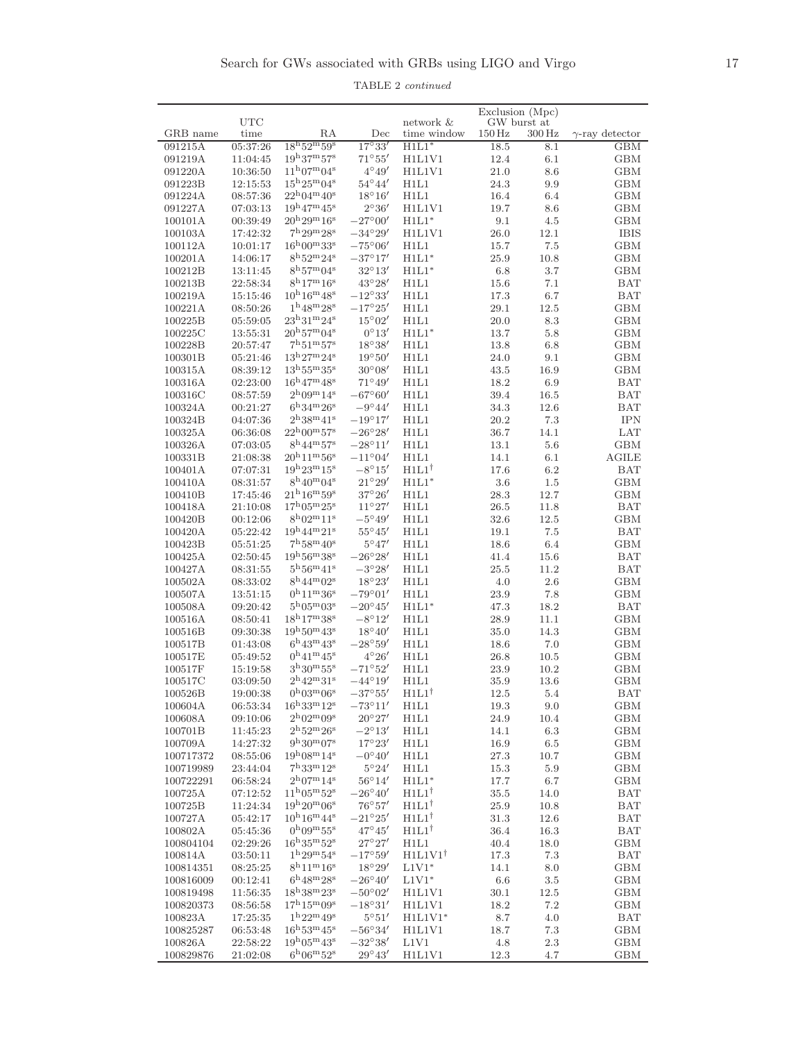TABLE 2 *continued*

| GRB name | UTC time | RA | Dec | network & time window | Exclusion (Mpc) GW burst at 150 Hz | 300 Hz | $\gamma$-ray detector |
|---|---|---|---|---|---|---|---|
| 091215A | 05:37:26 | $18^h52^m59^s$ | $17°33'$ | H1L1* | 18.5 | 8.1 | GBM |
| 091219A | 11:04:45 | $19^h37^m57^s$ | $71°55'$ | H1L1V1 | 12.4 | 6.1 | GBM |
| 091220A | 10:36:50 | $11^h07^m04^s$ | $4°49'$ | H1L1V1 | 21.0 | 8.6 | GBM |
| 091223B | 12:15:53 | $15^h25^m04^s$ | $54°44'$ | H1L1 | 24.3 | 9.9 | GBM |
| 091224A | 08:57:36 | $22^h04^m40^s$ | $18°16'$ | H1L1 | 16.4 | 6.4 | GBM |
| 091227A | 07:03:13 | $19^h47^m45^s$ | $2°36'$ | H1L1V1 | 19.7 | 8.6 | GBM |
| 100101A | 00:39:49 | $20^h29^m16^s$ | $-27°00'$ | H1L1* | 9.1 | 4.5 | GBM |
| 100103A | 17:42:32 | $7^h29^m28^s$ | $-34°29'$ | H1L1V1 | 26.0 | 12.1 | IBIS |
| 100112A | 10:01:17 | $16^h00^m33^s$ | $-75°06'$ | H1L1 | 15.7 | 7.5 | GBM |
| 100201A | 14:06:17 | $8^h52^m24^s$ | $-37°17'$ | H1L1* | 25.9 | 10.8 | GBM |
| 100212B | 13:11:45 | $8^h57^m04^s$ | $32°13'$ | H1L1* | 6.8 | 3.7 | GBM |
| 100213B | 22:58:34 | $8^h17^m16^s$ | $43°28'$ | H1L1 | 15.6 | 7.1 | BAT |
| 100219A | 15:15:46 | $10^h16^m48^s$ | $-12°33'$ | H1L1 | 17.3 | 6.7 | BAT |
| 100221A | 08:50:26 | $1^h48^m28^s$ | $-17°25'$ | H1L1 | 29.1 | 12.5 | GBM |
| 100225B | 05:59:05 | $23^h31^m24^s$ | $15°02'$ | H1L1 | 20.0 | 8.3 | GBM |
| 100225C | 13:55:31 | $20^h57^m04^s$ | $0°13'$ | H1L1* | 13.7 | 5.8 | GBM |
| 100228B | 20:57:47 | $7^h51^m57^s$ | $18°38'$ | H1L1 | 13.8 | 6.8 | GBM |
| 100301B | 05:21:46 | $13^h27^m24^s$ | $19°50'$ | H1L1 | 24.0 | 9.1 | GBM |
| 100315A | 08:39:12 | $13^h55^m35^s$ | $30°08'$ | H1L1 | 43.5 | 16.9 | GBM |
| 100316A | 02:23:00 | $16^h47^m48^s$ | $71°49'$ | H1L1 | 18.2 | 6.9 | BAT |
| 100316C | 08:57:59 | $2^h09^m14^s$ | $-67°60'$ | H1L1 | 39.4 | 16.5 | BAT |
| 100324A | 00:21:27 | $6^h34^m26^s$ | $-9°44'$ | H1L1 | 34.3 | 12.6 | BAT |
| 100324B | 04:07:36 | $2^h38^m41^s$ | $-19°17'$ | H1L1 | 20.2 | 7.3 | IPN |
| 100325A | 06:36:08 | $22^h00^m57^s$ | $-26°28'$ | H1L1 | 36.7 | 14.1 | LAT |
| 100326A | 07:03:05 | $8^h44^m57^s$ | $-28°11'$ | H1L1 | 13.1 | 5.6 | GBM |
| 100331B | 21:08:38 | $20^h11^m56^s$ | $-11°04'$ | H1L1 | 14.1 | 6.1 | AGILE |
| 100401A | 07:07:31 | $19^h23^m15^s$ | $-8°15'$ | H1L1$^\dagger$ | 17.6 | 6.2 | BAT |
| 100410A | 08:31:57 | $8^h40^m04^s$ | $21°29'$ | H1L1* | 3.6 | 1.5 | GBM |
| 100410B | 17:45:46 | $21^h16^m59^s$ | $37°26'$ | H1L1 | 28.3 | 12.7 | GBM |
| 100418A | 21:10:08 | $17^h05^m25^s$ | $11°27'$ | H1L1 | 26.5 | 11.8 | BAT |
| 100420B | 00:12:06 | $8^h02^m11^s$ | $-5°49'$ | H1L1 | 32.6 | 12.5 | GBM |
| 100420A | 05:22:42 | $19^h44^m21^s$ | $55°45'$ | H1L1 | 19.1 | 7.5 | BAT |
| 100423B | 05:51:25 | $7^h58^m40^s$ | $5°47'$ | H1L1 | 18.6 | 6.4 | GBM |
| 100425A | 02:50:45 | $19^h56^m38^s$ | $-26°28'$ | H1L1 | 41.4 | 15.6 | BAT |
| 100427A | 08:31:55 | $5^h56^m41^s$ | $-3°28'$ | H1L1 | 25.5 | 11.2 | BAT |
| 100502A | 08:33:02 | $8^h44^m02^s$ | $18°23'$ | H1L1 | 4.0 | 2.6 | GBM |
| 100507A | 13:51:15 | $0^h11^m36^s$ | $-79°01'$ | H1L1 | 23.9 | 7.8 | GBM |
| 100508A | 09:20:42 | $5^h05^m03^s$ | $-20°45'$ | H1L1* | 47.3 | 18.2 | BAT |
| 100516A | 08:50:41 | $18^h17^m38^s$ | $-8°12'$ | H1L1 | 28.9 | 11.1 | GBM |
| 100516B | 09:30:38 | $19^h50^m43^s$ | $18°40'$ | H1L1 | 35.0 | 14.3 | GBM |
| 100517B | 01:43:08 | $6^h43^m43^s$ | $-28°59'$ | H1L1 | 18.6 | 7.0 | GBM |
| 100517E | 05:49:52 | $0^h41^m45^s$ | $4°26'$ | H1L1 | 26.8 | 10.5 | GBM |
| 100517F | 15:19:58 | $3^h30^m55^s$ | $-71°52'$ | H1L1 | 23.9 | 10.2 | GBM |
| 100517C | 03:09:50 | $2^h42^m31^s$ | $-44°19'$ | H1L1 | 35.9 | 13.6 | GBM |
| 100526B | 19:00:38 | $0^h03^m06^s$ | $-37°55'$ | H1L1$^\dagger$ | 12.5 | 5.4 | BAT |
| 100604A | 06:53:34 | $16^h33^m12^s$ | $-73°11'$ | H1L1 | 19.3 | 9.0 | GBM |
| 100608A | 09:10:06 | $2^h02^m09^s$ | $20°27'$ | H1L1 | 24.9 | 10.4 | GBM |
| 100701B | 11:45:23 | $2^h52^m26^s$ | $-2°13'$ | H1L1 | 14.1 | 6.3 | GBM |
| 100709A | 14:27:32 | $9^h30^m07^s$ | $17°23'$ | H1L1 | 16.9 | 6.5 | GBM |
| 100717372 | 08:55:06 | $19^h08^m14^s$ | $-0°40'$ | H1L1 | 27.3 | 10.7 | GBM |
| 100719989 | 23:44:04 | $7^h33^m12^s$ | $5°24'$ | H1L1 | 15.3 | 5.9 | GBM |
| 100722291 | 06:58:24 | $2^h07^m14^s$ | $56°14'$ | H1L1* | 17.7 | 6.7 | GBM |
| 100725A | 07:12:52 | $11^h05^m52^s$ | $-26°40'$ | H1L1$^\dagger$ | 35.5 | 14.0 | BAT |
| 100725B | 11:24:34 | $19^h20^m06^s$ | $76°57'$ | H1L1$^\dagger$ | 25.9 | 10.8 | BAT |
| 100727A | 05:42:17 | $10^h16^m44^s$ | $-21°25'$ | H1L1$^\dagger$ | 31.3 | 12.6 | BAT |
| 100802A | 05:45:36 | $0^h09^m55^s$ | $47°45'$ | H1L1$^\dagger$ | 36.4 | 16.3 | BAT |
| 100804104 | 02:29:26 | $16^h35^m52^s$ | $27°27'$ | H1L1 | 40.4 | 18.0 | GBM |
| 100814A | 03:50:11 | $1^h29^m54^s$ | $-17°59'$ | H1L1V1$^\dagger$ | 17.3 | 7.3 | BAT |
| 100814351 | 08:25:25 | $8^h11^m16^s$ | $18°29'$ | L1V1* | 14.1 | 8.0 | GBM |
| 100816009 | 00:12:41 | $6^h48^m28^s$ | $-26°40'$ | L1V1* | 6.6 | 3.5 | GBM |
| 100819498 | 11:56:35 | $18^h38^m23^s$ | $-50°02'$ | H1L1V1 | 30.1 | 12.5 | GBM |
| 100820373 | 08:56:58 | $17^h15^m09^s$ | $-18°31'$ | H1L1V1 | 18.2 | 7.2 | GBM |
| 100823A | 17:25:35 | $1^h22^m49^s$ | $5°51'$ | H1L1V1* | 8.7 | 4.0 | BAT |
| 100825287 | 06:53:48 | $16^h53^m45^s$ | $-56°34'$ | H1L1V1 | 18.7 | 7.3 | GBM |
| 100826A | 22:58:22 | $19^h05^m43^s$ | $-32°38'$ | L1V1 | 4.8 | 2.3 | GBM |
| 100829876 | 21:02:08 | $6^h06^m52^s$ | $29°43'$ | H1L1V1 | 12.3 | 4.7 | GBM |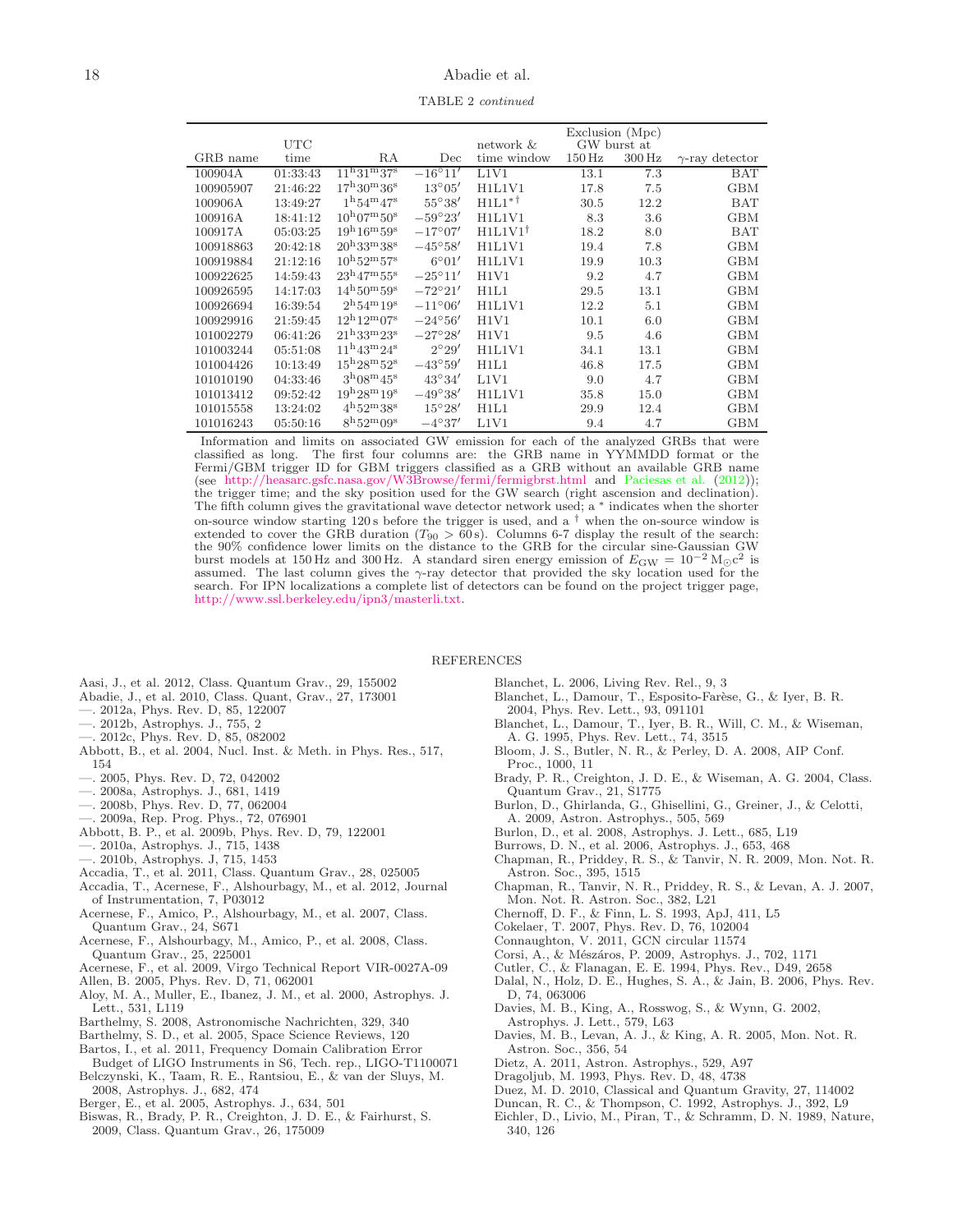TABLE 2 *continued*

| GRB name | UTC time | RA | Dec | network & time window | Exclusion (Mpc) GW burst at 150 Hz | 300 Hz | $\gamma$-ray detector |
|---|---|---|---|---|---|---|---|
| 100904A | 01:33:43 | $11^h31^m37^s$ | $-16°11'$ | L1V1 | 13.1 | 7.3 | BAT |
| 100905907 | 21:46:22 | $17^h30^m36^s$ | $13°05'$ | H1L1V1 | 17.8 | 7.5 | GBM |
| 100906A | 13:49:27 | $1^h54^m47^s$ | $55°38'$ | H1L1$^{*\dagger}$ | 30.5 | 12.2 | BAT |
| 100916A | 18:41:12 | $10^h07^m50^s$ | $-59°23'$ | H1L1V1 | 8.3 | 3.6 | GBM |
| 100917A | 05:03:25 | $19^h16^m59^s$ | $-17°07'$ | H1L1V1$^{\dagger}$ | 18.2 | 8.0 | BAT |
| 100918863 | 20:42:18 | $20^h33^m38^s$ | $-45°58'$ | H1L1V1 | 19.4 | 7.8 | GBM |
| 100919884 | 21:12:16 | $10^h52^m57^s$ | $6°01'$ | H1L1V1 | 19.9 | 10.3 | GBM |
| 100922625 | 14:59:43 | $23^h47^m55^s$ | $-25°11'$ | H1V1 | 9.2 | 4.7 | GBM |
| 100926595 | 14:17:03 | $14^h50^m59^s$ | $-72°21'$ | H1L1 | 29.5 | 13.1 | GBM |
| 100926694 | 16:39:54 | $2^h54^m19^s$ | $-11°06'$ | H1L1V1 | 12.2 | 5.1 | GBM |
| 100929916 | 21:59:45 | $12^h12^m07^s$ | $-24°56'$ | H1V1 | 10.1 | 6.0 | GBM |
| 101002279 | 06:41:26 | $21^h33^m23^s$ | $-27°28'$ | H1V1 | 9.5 | 4.6 | GBM |
| 101003244 | 05:51:08 | $11^h43^m24^s$ | $2°29'$ | H1L1V1 | 34.1 | 13.1 | GBM |
| 101004426 | 10:13:49 | $15^h28^m52^s$ | $-43°59'$ | H1L1 | 46.8 | 17.5 | GBM |
| 101010190 | 04:33:46 | $3^h08^m45^s$ | $43°34'$ | L1V1 | 9.0 | 4.7 | GBM |
| 101013412 | 09:52:42 | $19^h28^m19^s$ | $-49°38'$ | H1L1V1 | 35.8 | 15.0 | GBM |
| 101015558 | 13:24:02 | $4^h52^m38^s$ | $15°28'$ | H1L1 | 29.9 | 12.4 | GBM |
| 101016243 | 05:50:16 | $8^h52^m09^s$ | $-4°37'$ | L1V1 | 9.4 | 4.7 | GBM |

Information and limits on associated GW emission for each of the analyzed GRBs that were classified as long. The first four columns are: the GRB name in YYMMDD format or the Fermi/GBM trigger ID for GBM triggers classified as a GRB without an available GRB name (see http://heasarc.gsfc.nasa.gov/W3Browse/fermi/fermigbrst.html and Paciesas et al. (2012)); the trigger time; and the sky position used for the GW search (right ascension and declination). The fifth column gives the gravitational wave detector network used; a $^*$ indicates when the shorter on-source window starting 120 s before the trigger is used, and a $^\dagger$ when the on-source window is extended to cover the GRB duration ($T_{90} > 60$ s). Columns 6-7 display the result of the search: the 90% confidence lower limits on the distance to the GRB for the circular sine-Gaussian GW burst models at 150 Hz and 300 Hz. A standard siren energy emission of $E_{\rm GW} = 10^{-2}\,{\rm M_\odot c^2}$ is assumed. The last column gives the $\gamma$-ray detector that provided the sky location used for the search. For IPN localizations a complete list of detectors can be found on the project trigger page, http://www.ssl.berkeley.edu/ipn3/masterli.txt.

## REFERENCES

Aasi, J., et al. 2012, Class. Quantum Grav., 29, 155002
Abadie, J., et al. 2010, Class. Quant. Grav., 27, 173001
—. 2012a, Phys. Rev. D, 85, 122007
—. 2012b, Astrophys. J., 755, 2
—. 2012c, Phys. Rev. D, 85, 082002
Abbott, B., et al. 2004, Nucl. Inst. & Meth. in Phys. Res., 517, 154
—. 2005, Phys. Rev. D, 72, 042002
—. 2008a, Astrophys. J., 681, 1419
—. 2008b, Phys. Rev. D, 77, 062004
—. 2009a, Rep. Prog. Phys., 72, 076901
Abbott, B. P., et al. 2009b, Phys. Rev. D, 79, 122001
—. 2010a, Astrophys. J., 715, 1438
—. 2010b, Astrophys. J, 715, 1453
Accadia, T., et al. 2011, Class. Quantum Grav., 28, 025005
Accadia, T., Acernese, F., Alshourbagy, M., et al. 2012, Journal of Instrumentation, 7, P03012
Acernese, F., Amico, P., Alshourbagy, M., et al. 2007, Class. Quantum Grav., 24, S671
Acernese, F., Alshourbagy, M., Amico, P., et al. 2008, Class. Quantum Grav., 25, 225001
Acernese, F., et al. 2009, Virgo Technical Report VIR-0027A-09
Allen, B. 2005, Phys. Rev. D, 71, 062001
Aloy, M. A., Muller, E., Ibanez, J. M., et al. 2000, Astrophys. J. Lett., 531, L119
Barthelmy, S. 2008, Astronomische Nachrichten, 329, 340
Barthelmy, S. D., et al. 2005, Space Science Reviews, 120
Bartos, I., et al. 2011, Frequency Domain Calibration Error Budget of LIGO Instruments in S6, Tech. rep., LIGO-T1100071
Belczynski, K., Taam, R. E., Rantsiou, E., & van der Sluys, M. 2008, Astrophys. J., 682, 474
Berger, E., et al. 2005, Astrophys. J., 634, 501
Biswas, R., Brady, P. R., Creighton, J. D. E., & Fairhurst, S. 2009, Class. Quantum Grav., 26, 175009
Blanchet, L. 2006, Living Rev. Rel., 9, 3
Blanchet, L., Damour, T., Esposito-Farèse, G., & Iyer, B. R. 2004, Phys. Rev. Lett., 93, 091101
Blanchet, L., Damour, T., Iyer, B. R., Will, C. M., & Wiseman, A. G. 1995, Phys. Rev. Lett., 74, 3515
Bloom, J. S., Butler, N. R., & Perley, D. A. 2008, AIP Conf. Proc., 1000, 11
Brady, P. R., Creighton, J. D. E., & Wiseman, A. G. 2004, Class. Quantum Grav., 21, S1775
Burlon, D., Ghirlanda, G., Ghisellini, G., Greiner, J., & Celotti, A. 2009, Astron. Astrophys., 505, 569
Burlon, D., et al. 2008, Astrophys. J. Lett., 685, L19
Burrows, D. N., et al. 2006, Astrophys. J., 653, 468
Chapman, R., Priddey, R. S., & Tanvir, N. R. 2009, Mon. Not. R. Astron. Soc., 395, 1515
Chapman, R., Tanvir, N. R., Priddey, R. S., & Levan, A. J. 2007, Mon. Not. R. Astron. Soc., 382, L21
Chernoff, D. F., & Finn, L. S. 1993, ApJ, 411, L5
Cokelaer, T. 2007, Phys. Rev. D, 76, 102004
Connaughton, V. 2011, GCN circular 11574
Corsi, A., & Mészáros, P. 2009, Astrophys. J., 702, 1171
Cutler, C., & Flanagan, E. E. 1994, Phys. Rev., D49, 2658
Dalal, N., Holz, D. E., Hughes, S. A., & Jain, B. 2006, Phys. Rev. D, 74, 063006
Davies, M. B., King, A., Rosswog, S., & Wynn, G. 2002, Astrophys. J. Lett., 579, L63
Davies, M. B., Levan, A. J., & King, A. R. 2005, Mon. Not. R. Astron. Soc., 356, 54
Dietz, A. 2011, Astron. Astrophys., 529, A97
Dragoljub, M. 1993, Phys. Rev. D, 48, 4738
Duez, M. D. 2010, Classical and Quantum Gravity, 27, 114002
Duncan, R. C., & Thompson, C. 1992, Astrophys. J., 392, L9
Eichler, D., Livio, M., Piran, T., & Schramm, D. N. 1989, Nature, 340, 126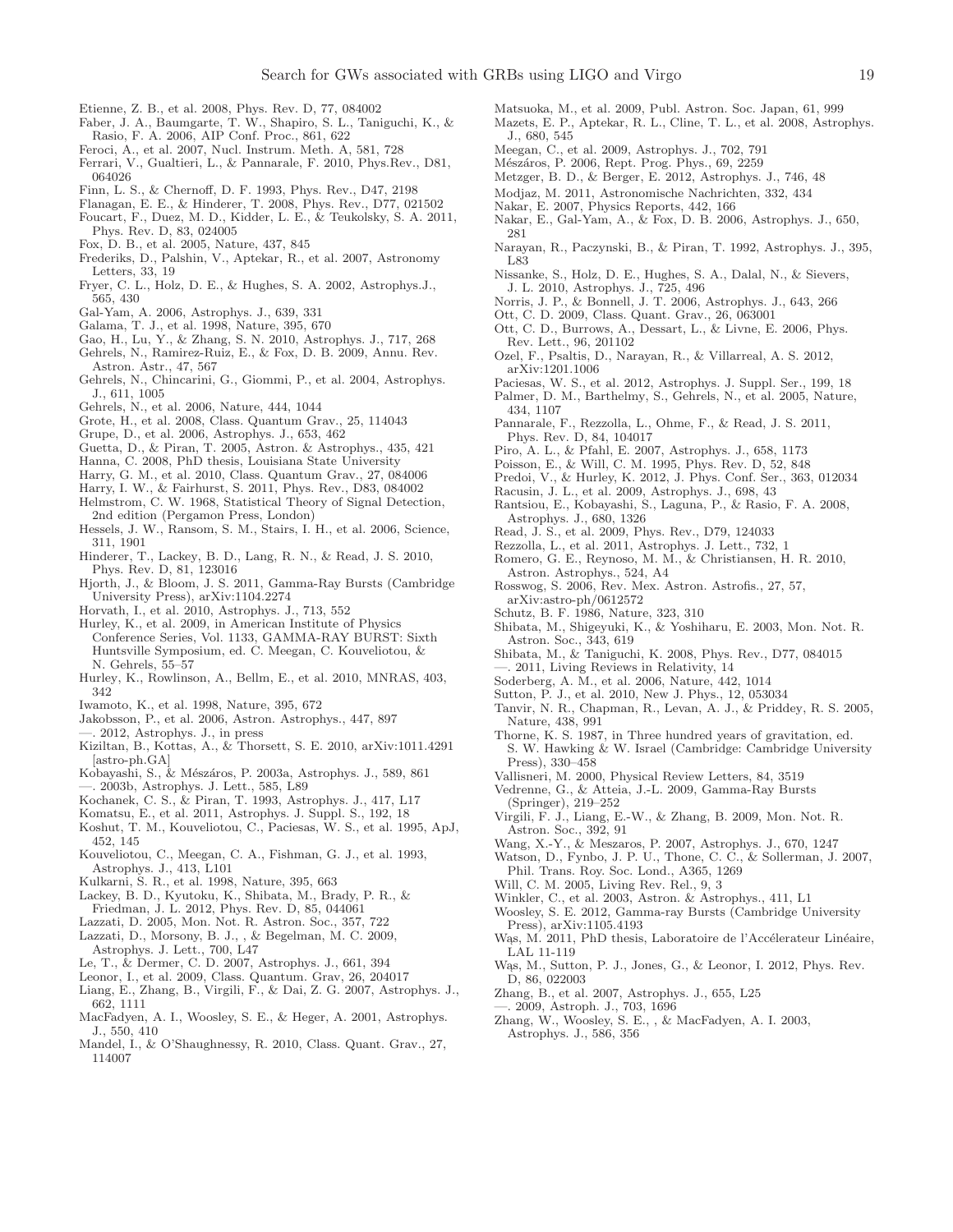Etienne, Z. B., et al. 2008, Phys. Rev. D, 77, 084002

Faber, J. A., Baumgarte, T. W., Shapiro, S. L., Taniguchi, K., & Rasio, F. A. 2006, AIP Conf. Proc., 861, 622

Feroci, A., et al. 2007, Nucl. Instrum. Meth. A, 581, 728

Ferrari, V., Gualtieri, L., & Pannarale, F. 2010, Phys.Rev., D81, 064026

Finn, L. S., & Chernoff, D. F. 1993, Phys. Rev., D47, 2198

Flanagan, E. E., & Hinderer, T. 2008, Phys. Rev., D77, 021502

Foucart, F., Duez, M. D., Kidder, L. E., & Teukolsky, S. A. 2011, Phys. Rev. D, 83, 024005

Fox, D. B., et al. 2005, Nature, 437, 845

Frederiks, D., Palshin, V., Aptekar, R., et al. 2007, Astronomy Letters, 33, 19

Fryer, C. L., Holz, D. E., & Hughes, S. A. 2002, Astrophys.J., 565, 430

Gal-Yam, A. 2006, Astrophys. J., 639, 331

Galama, T. J., et al. 1998, Nature, 395, 670

Gao, H., Lu, Y., & Zhang, S. N. 2010, Astrophys. J., 717, 268

Gehrels, N., Ramirez-Ruiz, E., & Fox, D. B. 2009, Annu. Rev. Astron. Astr., 47, 567

Gehrels, N., Chincarini, G., Giommi, P., et al. 2004, Astrophys. J., 611, 1005

Gehrels, N., et al. 2006, Nature, 444, 1044

Grote, H., et al. 2008, Class. Quantum Grav., 25, 114043

Grupe, D., et al. 2006, Astrophys. J., 653, 462

Guetta, D., & Piran, T. 2005, Astron. & Astrophys., 435, 421

Hanna, C. 2008, PhD thesis, Louisiana State University

Harry, G. M., et al. 2010, Class. Quantum Grav., 27, 084006

Harry, I. W., & Fairhurst, S. 2011, Phys. Rev., D83, 084002

Helmstrom, C. W. 1968, Statistical Theory of Signal Detection, 2nd edition (Pergamon Press, London)

Hessels, J. W., Ransom, S. M., Stairs, I. H., et al. 2006, Science, 311, 1901

Hinderer, T., Lackey, B. D., Lang, R. N., & Read, J. S. 2010, Phys. Rev. D, 81, 123016

Hjorth, J., & Bloom, J. S. 2011, Gamma-Ray Bursts (Cambridge University Press), arXiv:1104.2274

Horvath, I., et al. 2010, Astrophys. J., 713, 552

Hurley, K., et al. 2009, in American Institute of Physics Conference Series, Vol. 1133, GAMMA-RAY BURST: Sixth Huntsville Symposium, ed. C. Meegan, C. Kouveliotou, & N. Gehrels, 55–57

Hurley, K., Rowlinson, A., Bellm, E., et al. 2010, MNRAS, 403, 342

Iwamoto, K., et al. 1998, Nature, 395, 672

Jakobsson, P., et al. 2006, Astron. Astrophys., 447, 897

—. 2012, Astrophys. J., in press

Kiziltan, B., Kottas, A., & Thorsett, S. E. 2010, arXiv:1011.4291 [astro-ph.GA]

Kobayashi, S., & Mészáros, P. 2003a, Astrophys. J., 589, 861

—. 2003b, Astrophys. J. Lett., 585, L89

Kochanek, C. S., & Piran, T. 1993, Astrophys. J., 417, L17

Komatsu, E., et al. 2011, Astrophys. J. Suppl. S., 192, 18

Koshut, T. M., Kouveliotou, C., Paciesas, W. S., et al. 1995, ApJ, 452, 145

Kouveliotou, C., Meegan, C. A., Fishman, G. J., et al. 1993, Astrophys. J., 413, L101

Kulkarni, S. R., et al. 1998, Nature, 395, 663

Lackey, B. D., Kyutoku, K., Shibata, M., Brady, P. R., & Friedman, J. L. 2012, Phys. Rev. D, 85, 044061

Lazzati, D. 2005, Mon. Not. R. Astron. Soc., 357, 722

Lazzati, D., Morsony, B. J., , & Begelman, M. C. 2009, Astrophys. J. Lett., 700, L47

Le, T., & Dermer, C. D. 2007, Astrophys. J., 661, 394

Leonor, I., et al. 2009, Class. Quantum. Grav, 26, 204017

Liang, E., Zhang, B., Virgili, F., & Dai, Z. G. 2007, Astrophys. J., 662, 1111

MacFadyen, A. I., Woosley, S. E., & Heger, A. 2001, Astrophys. J., 550, 410

Mandel, I., & O'Shaughnessy, R. 2010, Class. Quant. Grav., 27, 114007

Matsuoka, M., et al. 2009, Publ. Astron. Soc. Japan, 61, 999

Mazets, E. P., Aptekar, R. L., Cline, T. L., et al. 2008, Astrophys. J., 680, 545

Meegan, C., et al. 2009, Astrophys. J., 702, 791

Mészáros, P. 2006, Rept. Prog. Phys., 69, 2259

Metzger, B. D., & Berger, E. 2012, Astrophys. J., 746, 48

Modjaz, M. 2011, Astronomische Nachrichten, 332, 434

Nakar, E. 2007, Physics Reports, 442, 166

Nakar, E., Gal-Yam, A., & Fox, D. B. 2006, Astrophys. J., 650, 281

Narayan, R., Paczynski, B., & Piran, T. 1992, Astrophys. J., 395, L83

Nissanke, S., Holz, D. E., Hughes, S. A., Dalal, N., & Sievers, J. L. 2010, Astrophys. J., 725, 496

Norris, J. P., & Bonnell, J. T. 2006, Astrophys. J., 643, 266

Ott, C. D. 2009, Class. Quant. Grav., 26, 063001

Ott, C. D., Burrows, A., Dessart, L., & Livne, E. 2006, Phys. Rev. Lett., 96, 201102

Ozel, F., Psaltis, D., Narayan, R., & Villarreal, A. S. 2012, arXiv:1201.1006

Paciesas, W. S., et al. 2012, Astrophys. J. Suppl. Ser., 199, 18

Palmer, D. M., Barthelmy, S., Gehrels, N., et al. 2005, Nature, 434, 1107

Pannarale, F., Rezzolla, L., Ohme, F., & Read, J. S. 2011, Phys. Rev. D, 84, 104017

Piro, A. L., & Pfahl, E. 2007, Astrophys. J., 658, 1173

Poisson, E., & Will, C. M. 1995, Phys. Rev. D, 52, 848

Predoi, V., & Hurley, K. 2012, J. Phys. Conf. Ser., 363, 012034

Racusin, J. L., et al. 2009, Astrophys. J., 698, 43

Rantsiou, E., Kobayashi, S., Laguna, P., & Rasio, F. A. 2008, Astrophys. J., 680, 1326

Read, J. S., et al. 2009, Phys. Rev., D79, 124033

Rezzolla, L., et al. 2011, Astrophys. J. Lett., 732, 1

Romero, G. E., Reynoso, M. M., & Christiansen, H. R. 2010, Astron. Astrophys., 524, A4

Rosswog, S. 2006, Rev. Mex. Astron. Astrofis., 27, 57, arXiv:astro-ph/0612572

Schutz, B. F. 1986, Nature, 323, 310

Shibata, M., Shigeyuki, K., & Yoshiharu, E. 2003, Mon. Not. R. Astron. Soc., 343, 619

Shibata, M., & Taniguchi, K. 2008, Phys. Rev., D77, 084015

—. 2011, Living Reviews in Relativity, 14

Soderberg, A. M., et al. 2006, Nature, 442, 1014

Sutton, P. J., et al. 2010, New J. Phys., 12, 053034

Tanvir, N. R., Chapman, R., Levan, A. J., & Priddey, R. S. 2005, Nature, 438, 991

Thorne, K. S. 1987, in Three hundred years of gravitation, ed. S. W. Hawking & W. Israel (Cambridge: Cambridge University Press), 330–458

Vallisneri, M. 2000, Physical Review Letters, 84, 3519

Vedrenne, G., & Atteia, J.-L. 2009, Gamma-Ray Bursts (Springer), 219–252

Virgili, F. J., Liang, E.-W., & Zhang, B. 2009, Mon. Not. R. Astron. Soc., 392, 91

Wang, X.-Y., & Meszaros, P. 2007, Astrophys. J., 670, 1247

Watson, D., Fynbo, J. P. U., Thone, C. C., & Sollerman, J. 2007, Phil. Trans. Roy. Soc. Lond., A365, 1269

Will, C. M. 2005, Living Rev. Rel., 9, 3

Winkler, C., et al. 2003, Astron. & Astrophys., 411, L1

Woosley, S. E. 2012, Gamma-ray Bursts (Cambridge University Press), arXiv:1105.4193

Wąs, M. 2011, PhD thesis, Laboratoire de l'Accélerateur Linéaire, LAL 11-119

Wąs, M., Sutton, P. J., Jones, G., & Leonor, I. 2012, Phys. Rev. D, 86, 022003

Zhang, B., et al. 2007, Astrophys. J., 655, L25

—. 2009, Astroph. J., 703, 1696

Zhang, W., Woosley, S. E., , & MacFadyen, A. I. 2003, Astrophys. J., 586, 356